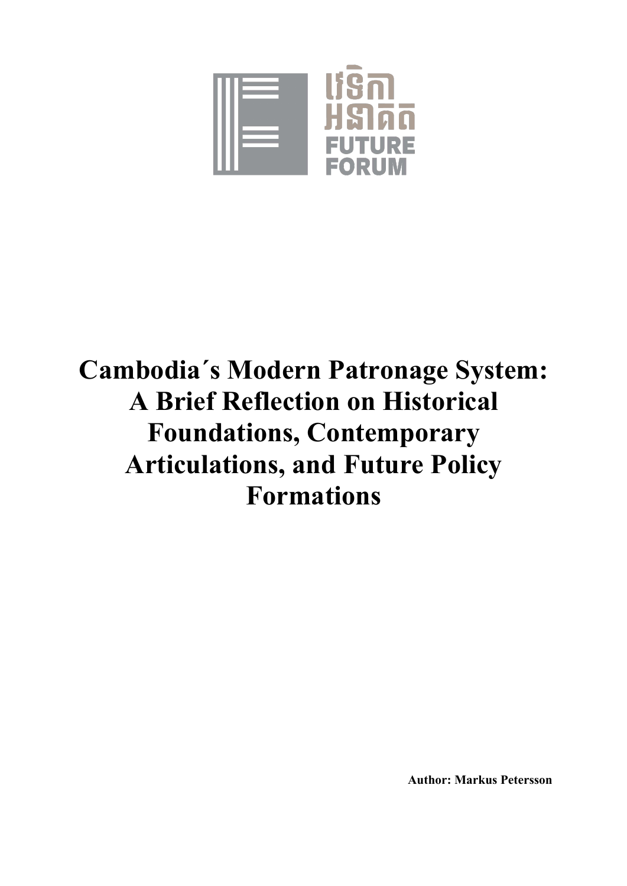វេទិកា អនាគត FUTURE FORUM

# Cambodia´s Modern Patronage System: A Brief Reflection on Historical Foundations, Contemporary Articulations, and Future Policy Formations

**Author: Markus Petersson**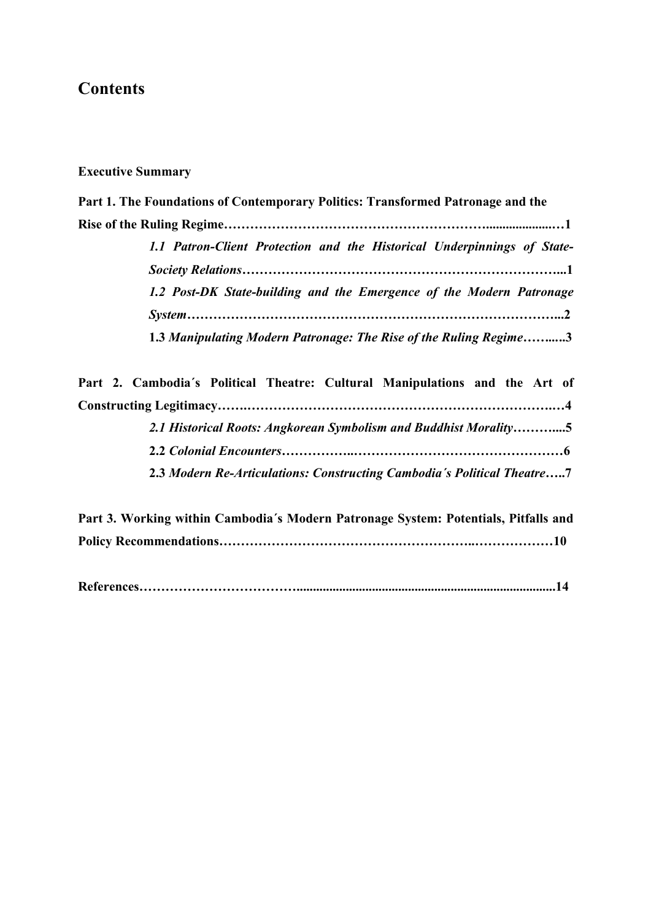# Contents

**Executive Summary**

**Part 1. The Foundations of Contemporary Politics: Transformed Patronage and the Rise of the Ruling Regime……………………………………………………......................…1**

> ***1.1 Patron-Client Protection and the Historical Underpinnings of State-Society Relations……………………………………………………………………...1***
>
> ***1.2 Post-DK State-building and the Emergence of the Modern Patronage System…………………………………………………………………………...2***
>
> **1.3 *Manipulating Modern Patronage: The Rise of the Ruling Regime*……..…3**

**Part 2. Cambodia´s Political Theatre: Cultural Manipulations and the Art of Constructing Legitimacy…….………………………………………………………….…4**

> ***2.1 Historical Roots: Angkorean Symbolism and Buddhist Morality*………....5**
>
> **2.2 *Colonial Encounters*……………..…………………………………………6**
>
> **2.3 *Modern Re-Articulations: Constructing Cambodia´s Political Theatre*…..7**

**Part 3. Working within Cambodia´s Modern Patronage System: Potentials, Pitfalls and Policy Recommendations……………………………………………………..………………10**

**References……………………………...............................................................................14**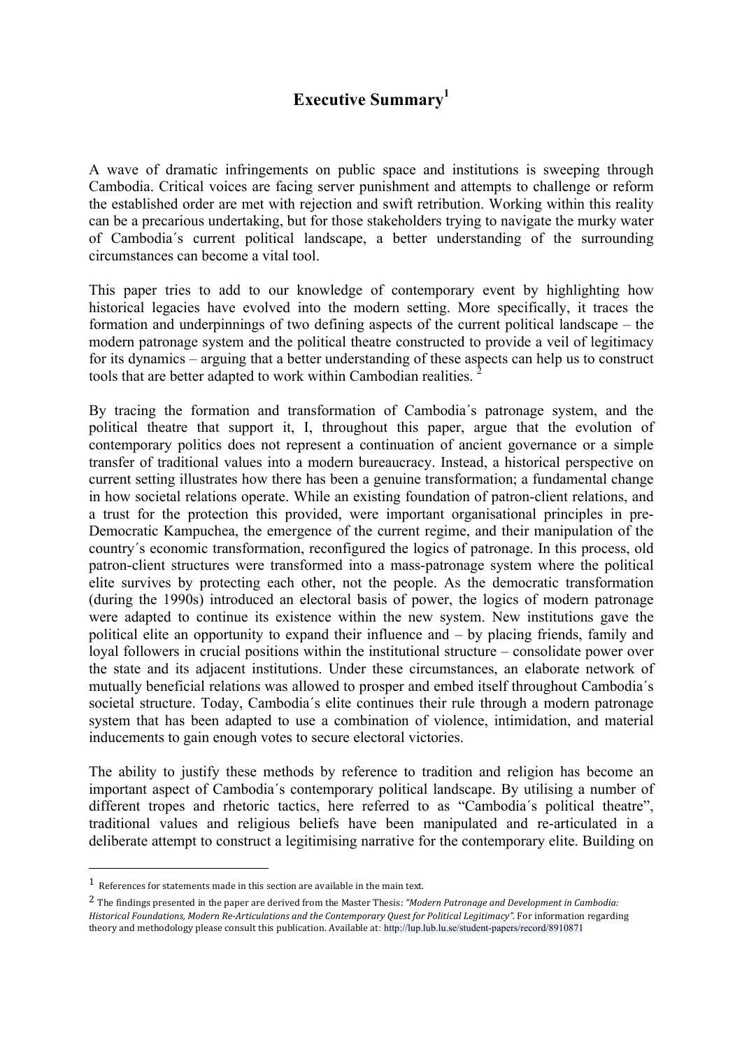# Executive Summary[1]

A wave of dramatic infringements on public space and institutions is sweeping through Cambodia. Critical voices are facing server punishment and attempts to challenge or reform the established order are met with rejection and swift retribution. Working within this reality can be a precarious undertaking, but for those stakeholders trying to navigate the murky water of Cambodia´s current political landscape, a better understanding of the surrounding circumstances can become a vital tool.

This paper tries to add to our knowledge of contemporary event by highlighting how historical legacies have evolved into the modern setting. More specifically, it traces the formation and underpinnings of two defining aspects of the current political landscape – the modern patronage system and the political theatre constructed to provide a veil of legitimacy for its dynamics – arguing that a better understanding of these aspects can help us to construct tools that are better adapted to work within Cambodian realities. [2]

By tracing the formation and transformation of Cambodia´s patronage system, and the political theatre that support it, I, throughout this paper, argue that the evolution of contemporary politics does not represent a continuation of ancient governance or a simple transfer of traditional values into a modern bureaucracy. Instead, a historical perspective on current setting illustrates how there has been a genuine transformation; a fundamental change in how societal relations operate. While an existing foundation of patron-client relations, and a trust for the protection this provided, were important organisational principles in pre-Democratic Kampuchea, the emergence of the current regime, and their manipulation of the country´s economic transformation, reconfigured the logics of patronage. In this process, old patron-client structures were transformed into a mass-patronage system where the political elite survives by protecting each other, not the people. As the democratic transformation (during the 1990s) introduced an electoral basis of power, the logics of modern patronage were adapted to continue its existence within the new system. New institutions gave the political elite an opportunity to expand their influence and – by placing friends, family and loyal followers in crucial positions within the institutional structure – consolidate power over the state and its adjacent institutions. Under these circumstances, an elaborate network of mutually beneficial relations was allowed to prosper and embed itself throughout Cambodia´s societal structure. Today, Cambodia´s elite continues their rule through a modern patronage system that has been adapted to use a combination of violence, intimidation, and material inducements to gain enough votes to secure electoral victories.

The ability to justify these methods by reference to tradition and religion has become an important aspect of Cambodia´s contemporary political landscape. By utilising a number of different tropes and rhetoric tactics, here referred to as "Cambodia´s political theatre", traditional values and religious beliefs have been manipulated and re-articulated in a deliberate attempt to construct a legitimising narrative for the contemporary elite. Building on

---

[1] References for statements made in this section are available in the main text.

[2] The findings presented in the paper are derived from the Master Thesis: *"Modern Patronage and Development in Cambodia: Historical Foundations, Modern Re-Articulations and the Contemporary Quest for Political Legitimacy".* For information regarding theory and methodology please consult this publication. Available at: http://lup.lub.lu.se/student-papers/record/8910871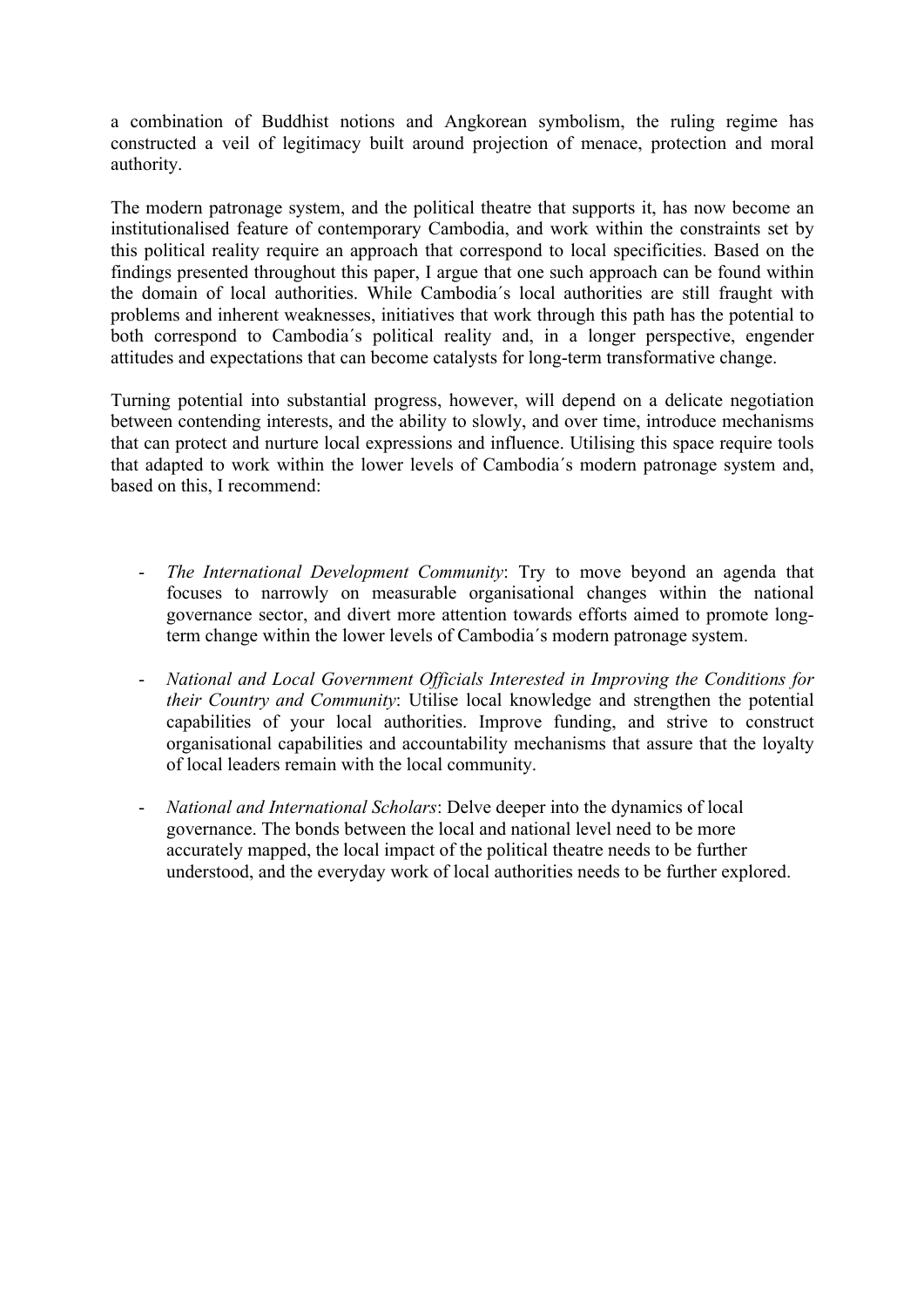a combination of Buddhist notions and Angkorean symbolism, the ruling regime has constructed a veil of legitimacy built around projection of menace, protection and moral authority.

The modern patronage system, and the political theatre that supports it, has now become an institutionalised feature of contemporary Cambodia, and work within the constraints set by this political reality require an approach that correspond to local specificities. Based on the findings presented throughout this paper, I argue that one such approach can be found within the domain of local authorities. While Cambodia´s local authorities are still fraught with problems and inherent weaknesses, initiatives that work through this path has the potential to both correspond to Cambodia´s political reality and, in a longer perspective, engender attitudes and expectations that can become catalysts for long-term transformative change.

Turning potential into substantial progress, however, will depend on a delicate negotiation between contending interests, and the ability to slowly, and over time, introduce mechanisms that can protect and nurture local expressions and influence. Utilising this space require tools that adapted to work within the lower levels of Cambodia´s modern patronage system and, based on this, I recommend:

- *The International Development Community*: Try to move beyond an agenda that focuses to narrowly on measurable organisational changes within the national governance sector, and divert more attention towards efforts aimed to promote long-term change within the lower levels of Cambodia´s modern patronage system.
- *National and Local Government Officials Interested in Improving the Conditions for their Country and Community*: Utilise local knowledge and strengthen the potential capabilities of your local authorities. Improve funding, and strive to construct organisational capabilities and accountability mechanisms that assure that the loyalty of local leaders remain with the local community.
- *National and International Scholars*: Delve deeper into the dynamics of local governance. The bonds between the local and national level need to be more accurately mapped, the local impact of the political theatre needs to be further understood, and the everyday work of local authorities needs to be further explored.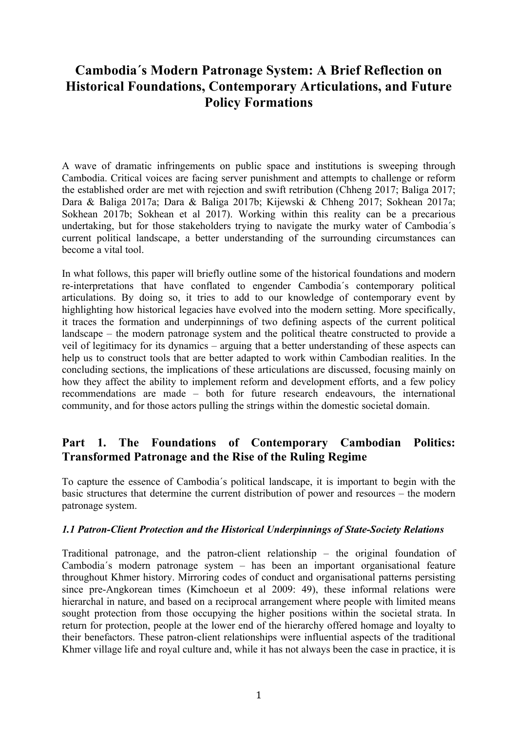# Cambodia´s Modern Patronage System: A Brief Reflection on Historical Foundations, Contemporary Articulations, and Future Policy Formations

A wave of dramatic infringements on public space and institutions is sweeping through Cambodia. Critical voices are facing server punishment and attempts to challenge or reform the established order are met with rejection and swift retribution (Chheng 2017; Baliga 2017; Dara & Baliga 2017a; Dara & Baliga 2017b; Kijewski & Chheng 2017; Sokhean 2017a; Sokhean 2017b; Sokhean et al 2017). Working within this reality can be a precarious undertaking, but for those stakeholders trying to navigate the murky water of Cambodia´s current political landscape, a better understanding of the surrounding circumstances can become a vital tool.

In what follows, this paper will briefly outline some of the historical foundations and modern re-interpretations that have conflated to engender Cambodia´s contemporary political articulations. By doing so, it tries to add to our knowledge of contemporary event by highlighting how historical legacies have evolved into the modern setting. More specifically, it traces the formation and underpinnings of two defining aspects of the current political landscape – the modern patronage system and the political theatre constructed to provide a veil of legitimacy for its dynamics – arguing that a better understanding of these aspects can help us to construct tools that are better adapted to work within Cambodian realities. In the concluding sections, the implications of these articulations are discussed, focusing mainly on how they affect the ability to implement reform and development efforts, and a few policy recommendations are made – both for future research endeavours, the international community, and for those actors pulling the strings within the domestic societal domain.

## Part 1. The Foundations of Contemporary Cambodian Politics: Transformed Patronage and the Rise of the Ruling Regime

To capture the essence of Cambodia´s political landscape, it is important to begin with the basic structures that determine the current distribution of power and resources – the modern patronage system.

### *1.1 Patron-Client Protection and the Historical Underpinnings of State-Society Relations*

Traditional patronage, and the patron-client relationship – the original foundation of Cambodia´s modern patronage system – has been an important organisational feature throughout Khmer history. Mirroring codes of conduct and organisational patterns persisting since pre-Angkorean times (Kimchoeun et al 2009: 49), these informal relations were hierarchal in nature, and based on a reciprocal arrangement where people with limited means sought protection from those occupying the higher positions within the societal strata. In return for protection, people at the lower end of the hierarchy offered homage and loyalty to their benefactors. These patron-client relationships were influential aspects of the traditional Khmer village life and royal culture and, while it has not always been the case in practice, it is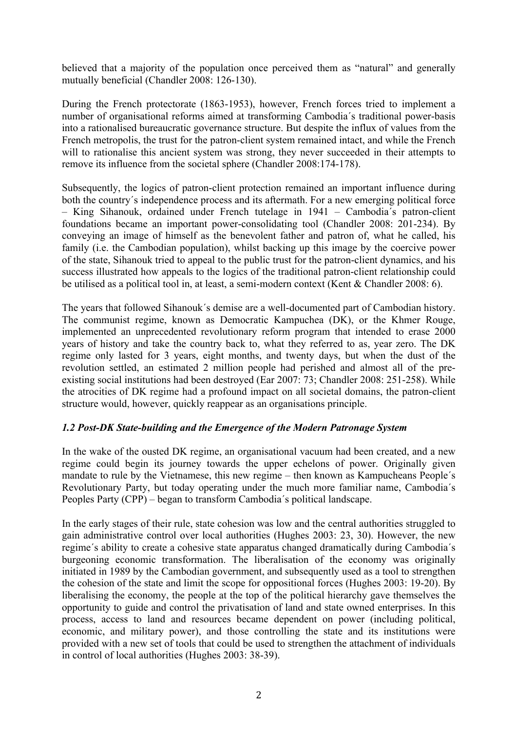believed that a majority of the population once perceived them as "natural" and generally mutually beneficial (Chandler 2008: 126-130).

During the French protectorate (1863-1953), however, French forces tried to implement a number of organisational reforms aimed at transforming Cambodia´s traditional power-basis into a rationalised bureaucratic governance structure. But despite the influx of values from the French metropolis, the trust for the patron-client system remained intact, and while the French will to rationalise this ancient system was strong, they never succeeded in their attempts to remove its influence from the societal sphere (Chandler 2008:174-178).

Subsequently, the logics of patron-client protection remained an important influence during both the country´s independence process and its aftermath. For a new emerging political force – King Sihanouk, ordained under French tutelage in 1941 – Cambodia´s patron-client foundations became an important power-consolidating tool (Chandler 2008: 201-234). By conveying an image of himself as the benevolent father and patron of, what he called, his family (i.e. the Cambodian population), whilst backing up this image by the coercive power of the state, Sihanouk tried to appeal to the public trust for the patron-client dynamics, and his success illustrated how appeals to the logics of the traditional patron-client relationship could be utilised as a political tool in, at least, a semi-modern context (Kent & Chandler 2008: 6).

The years that followed Sihanouk´s demise are a well-documented part of Cambodian history. The communist regime, known as Democratic Kampuchea (DK), or the Khmer Rouge, implemented an unprecedented revolutionary reform program that intended to erase 2000 years of history and take the country back to, what they referred to as, year zero. The DK regime only lasted for 3 years, eight months, and twenty days, but when the dust of the revolution settled, an estimated 2 million people had perished and almost all of the pre-existing social institutions had been destroyed (Ear 2007: 73; Chandler 2008: 251-258). While the atrocities of DK regime had a profound impact on all societal domains, the patron-client structure would, however, quickly reappear as an organisations principle.

### *1.2 Post-DK State-building and the Emergence of the Modern Patronage System*

In the wake of the ousted DK regime, an organisational vacuum had been created, and a new regime could begin its journey towards the upper echelons of power. Originally given mandate to rule by the Vietnamese, this new regime – then known as Kampucheans People´s Revolutionary Party, but today operating under the much more familiar name, Cambodia´s Peoples Party (CPP) – began to transform Cambodia´s political landscape.

In the early stages of their rule, state cohesion was low and the central authorities struggled to gain administrative control over local authorities (Hughes 2003: 23, 30). However, the new regime´s ability to create a cohesive state apparatus changed dramatically during Cambodia´s burgeoning economic transformation. The liberalisation of the economy was originally initiated in 1989 by the Cambodian government, and subsequently used as a tool to strengthen the cohesion of the state and limit the scope for oppositional forces (Hughes 2003: 19-20). By liberalising the economy, the people at the top of the political hierarchy gave themselves the opportunity to guide and control the privatisation of land and state owned enterprises. In this process, access to land and resources became dependent on power (including political, economic, and military power), and those controlling the state and its institutions were provided with a new set of tools that could be used to strengthen the attachment of individuals in control of local authorities (Hughes 2003: 38-39).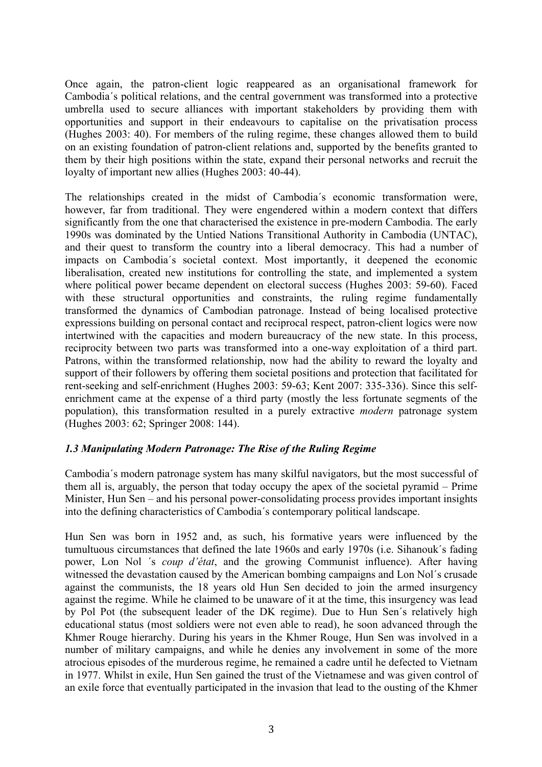Once again, the patron-client logic reappeared as an organisational framework for Cambodia´s political relations, and the central government was transformed into a protective umbrella used to secure alliances with important stakeholders by providing them with opportunities and support in their endeavours to capitalise on the privatisation process (Hughes 2003: 40). For members of the ruling regime, these changes allowed them to build on an existing foundation of patron-client relations and, supported by the benefits granted to them by their high positions within the state, expand their personal networks and recruit the loyalty of important new allies (Hughes 2003: 40-44).

The relationships created in the midst of Cambodia´s economic transformation were, however, far from traditional. They were engendered within a modern context that differs significantly from the one that characterised the existence in pre-modern Cambodia. The early 1990s was dominated by the Untied Nations Transitional Authority in Cambodia (UNTAC), and their quest to transform the country into a liberal democracy. This had a number of impacts on Cambodia´s societal context. Most importantly, it deepened the economic liberalisation, created new institutions for controlling the state, and implemented a system where political power became dependent on electoral success (Hughes 2003: 59-60). Faced with these structural opportunities and constraints, the ruling regime fundamentally transformed the dynamics of Cambodian patronage. Instead of being localised protective expressions building on personal contact and reciprocal respect, patron-client logics were now intertwined with the capacities and modern bureaucracy of the new state. In this process, reciprocity between two parts was transformed into a one-way exploitation of a third part. Patrons, within the transformed relationship, now had the ability to reward the loyalty and support of their followers by offering them societal positions and protection that facilitated for rent-seeking and self-enrichment (Hughes 2003: 59-63; Kent 2007: 335-336). Since this self-enrichment came at the expense of a third party (mostly the less fortunate segments of the population), this transformation resulted in a purely extractive *modern* patronage system (Hughes 2003: 62; Springer 2008: 144).

### *1.3 Manipulating Modern Patronage: The Rise of the Ruling Regime*

Cambodia´s modern patronage system has many skilful navigators, but the most successful of them all is, arguably, the person that today occupy the apex of the societal pyramid – Prime Minister, Hun Sen – and his personal power-consolidating process provides important insights into the defining characteristics of Cambodia´s contemporary political landscape.

Hun Sen was born in 1952 and, as such, his formative years were influenced by the tumultuous circumstances that defined the late 1960s and early 1970s (i.e. Sihanouk´s fading power, Lon Nol ´s *coup d'état*, and the growing Communist influence). After having witnessed the devastation caused by the American bombing campaigns and Lon Nol´s crusade against the communists, the 18 years old Hun Sen decided to join the armed insurgency against the regime. While he claimed to be unaware of it at the time, this insurgency was lead by Pol Pot (the subsequent leader of the DK regime). Due to Hun Sen´s relatively high educational status (most soldiers were not even able to read), he soon advanced through the Khmer Rouge hierarchy. During his years in the Khmer Rouge, Hun Sen was involved in a number of military campaigns, and while he denies any involvement in some of the more atrocious episodes of the murderous regime, he remained a cadre until he defected to Vietnam in 1977. Whilst in exile, Hun Sen gained the trust of the Vietnamese and was given control of an exile force that eventually participated in the invasion that lead to the ousting of the Khmer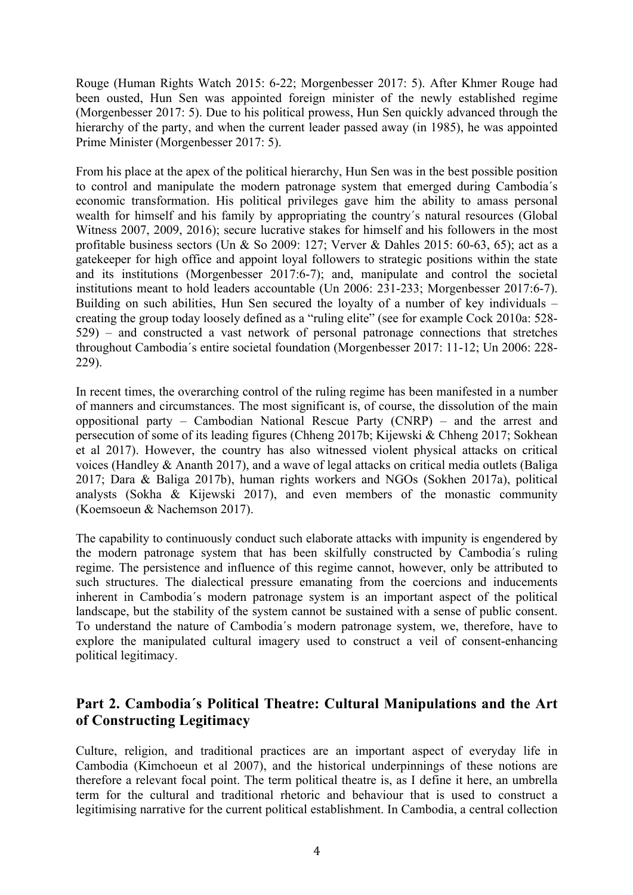Rouge (Human Rights Watch 2015: 6-22; Morgenbesser 2017: 5). After Khmer Rouge had been ousted, Hun Sen was appointed foreign minister of the newly established regime (Morgenbesser 2017: 5). Due to his political prowess, Hun Sen quickly advanced through the hierarchy of the party, and when the current leader passed away (in 1985), he was appointed Prime Minister (Morgenbesser 2017: 5).

From his place at the apex of the political hierarchy, Hun Sen was in the best possible position to control and manipulate the modern patronage system that emerged during Cambodia´s economic transformation. His political privileges gave him the ability to amass personal wealth for himself and his family by appropriating the country´s natural resources (Global Witness 2007, 2009, 2016); secure lucrative stakes for himself and his followers in the most profitable business sectors (Un & So 2009: 127; Verver & Dahles 2015: 60-63, 65); act as a gatekeeper for high office and appoint loyal followers to strategic positions within the state and its institutions (Morgenbesser 2017:6-7); and, manipulate and control the societal institutions meant to hold leaders accountable (Un 2006: 231-233; Morgenbesser 2017:6-7). Building on such abilities, Hun Sen secured the loyalty of a number of key individuals – creating the group today loosely defined as a "ruling elite" (see for example Cock 2010a: 528-529) – and constructed a vast network of personal patronage connections that stretches throughout Cambodia´s entire societal foundation (Morgenbesser 2017: 11-12; Un 2006: 228-229).

In recent times, the overarching control of the ruling regime has been manifested in a number of manners and circumstances. The most significant is, of course, the dissolution of the main oppositional party – Cambodian National Rescue Party (CNRP) – and the arrest and persecution of some of its leading figures (Chheng 2017b; Kijewski & Chheng 2017; Sokhean et al 2017). However, the country has also witnessed violent physical attacks on critical voices (Handley & Ananth 2017), and a wave of legal attacks on critical media outlets (Baliga 2017; Dara & Baliga 2017b), human rights workers and NGOs (Sokhen 2017a), political analysts (Sokha & Kijewski 2017), and even members of the monastic community (Koemsoeun & Nachemson 2017).

The capability to continuously conduct such elaborate attacks with impunity is engendered by the modern patronage system that has been skilfully constructed by Cambodia´s ruling regime. The persistence and influence of this regime cannot, however, only be attributed to such structures. The dialectical pressure emanating from the coercions and inducements inherent in Cambodia´s modern patronage system is an important aspect of the political landscape, but the stability of the system cannot be sustained with a sense of public consent. To understand the nature of Cambodia´s modern patronage system, we, therefore, have to explore the manipulated cultural imagery used to construct a veil of consent-enhancing political legitimacy.

## Part 2. Cambodia´s Political Theatre: Cultural Manipulations and the Art of Constructing Legitimacy

Culture, religion, and traditional practices are an important aspect of everyday life in Cambodia (Kimchoeun et al 2007), and the historical underpinnings of these notions are therefore a relevant focal point. The term political theatre is, as I define it here, an umbrella term for the cultural and traditional rhetoric and behaviour that is used to construct a legitimising narrative for the current political establishment. In Cambodia, a central collection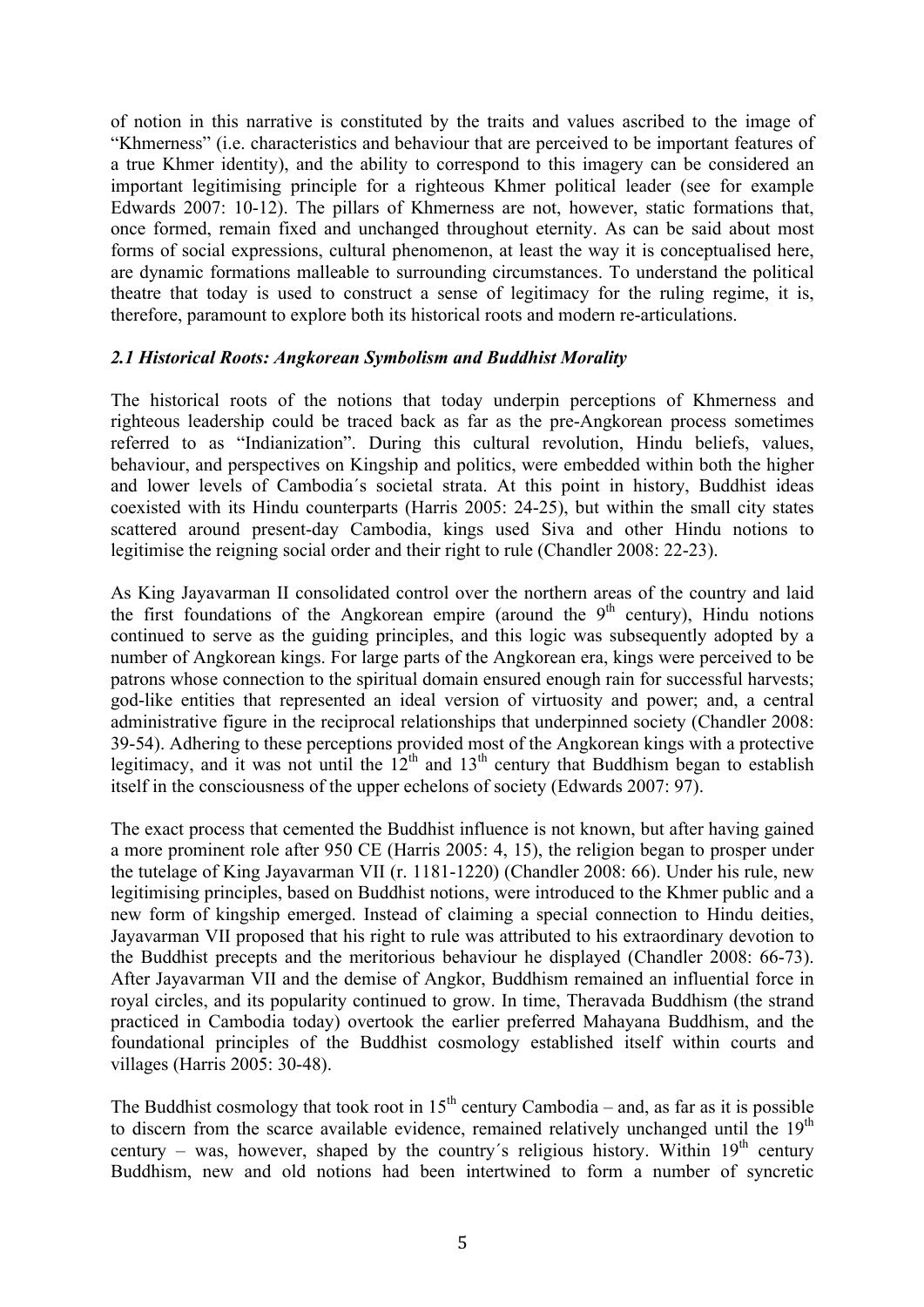of notion in this narrative is constituted by the traits and values ascribed to the image of "Khmerness" (i.e. characteristics and behaviour that are perceived to be important features of a true Khmer identity), and the ability to correspond to this imagery can be considered an important legitimising principle for a righteous Khmer political leader (see for example Edwards 2007: 10-12). The pillars of Khmerness are not, however, static formations that, once formed, remain fixed and unchanged throughout eternity. As can be said about most forms of social expressions, cultural phenomenon, at least the way it is conceptualised here, are dynamic formations malleable to surrounding circumstances. To understand the political theatre that today is used to construct a sense of legitimacy for the ruling regime, it is, therefore, paramount to explore both its historical roots and modern re-articulations.

### *2.1 Historical Roots: Angkorean Symbolism and Buddhist Morality*

The historical roots of the notions that today underpin perceptions of Khmerness and righteous leadership could be traced back as far as the pre-Angkorean process sometimes referred to as "Indianization". During this cultural revolution, Hindu beliefs, values, behaviour, and perspectives on Kingship and politics, were embedded within both the higher and lower levels of Cambodia´s societal strata. At this point in history, Buddhist ideas coexisted with its Hindu counterparts (Harris 2005: 24-25), but within the small city states scattered around present-day Cambodia, kings used Siva and other Hindu notions to legitimise the reigning social order and their right to rule (Chandler 2008: 22-23).

As King Jayavarman II consolidated control over the northern areas of the country and laid the first foundations of the Angkorean empire (around the 9th century), Hindu notions continued to serve as the guiding principles, and this logic was subsequently adopted by a number of Angkorean kings. For large parts of the Angkorean era, kings were perceived to be patrons whose connection to the spiritual domain ensured enough rain for successful harvests; god-like entities that represented an ideal version of virtuosity and power; and, a central administrative figure in the reciprocal relationships that underpinned society (Chandler 2008: 39-54). Adhering to these perceptions provided most of the Angkorean kings with a protective legitimacy, and it was not until the 12th and 13th century that Buddhism began to establish itself in the consciousness of the upper echelons of society (Edwards 2007: 97).

The exact process that cemented the Buddhist influence is not known, but after having gained a more prominent role after 950 CE (Harris 2005: 4, 15), the religion began to prosper under the tutelage of King Jayavarman VII (r. 1181-1220) (Chandler 2008: 66). Under his rule, new legitimising principles, based on Buddhist notions, were introduced to the Khmer public and a new form of kingship emerged. Instead of claiming a special connection to Hindu deities, Jayavarman VII proposed that his right to rule was attributed to his extraordinary devotion to the Buddhist precepts and the meritorious behaviour he displayed (Chandler 2008: 66-73). After Jayavarman VII and the demise of Angkor, Buddhism remained an influential force in royal circles, and its popularity continued to grow. In time, Theravada Buddhism (the strand practiced in Cambodia today) overtook the earlier preferred Mahayana Buddhism, and the foundational principles of the Buddhist cosmology established itself within courts and villages (Harris 2005: 30-48).

The Buddhist cosmology that took root in 15th century Cambodia – and, as far as it is possible to discern from the scarce available evidence, remained relatively unchanged until the 19th century – was, however, shaped by the country´s religious history. Within 19th century Buddhism, new and old notions had been intertwined to form a number of syncretic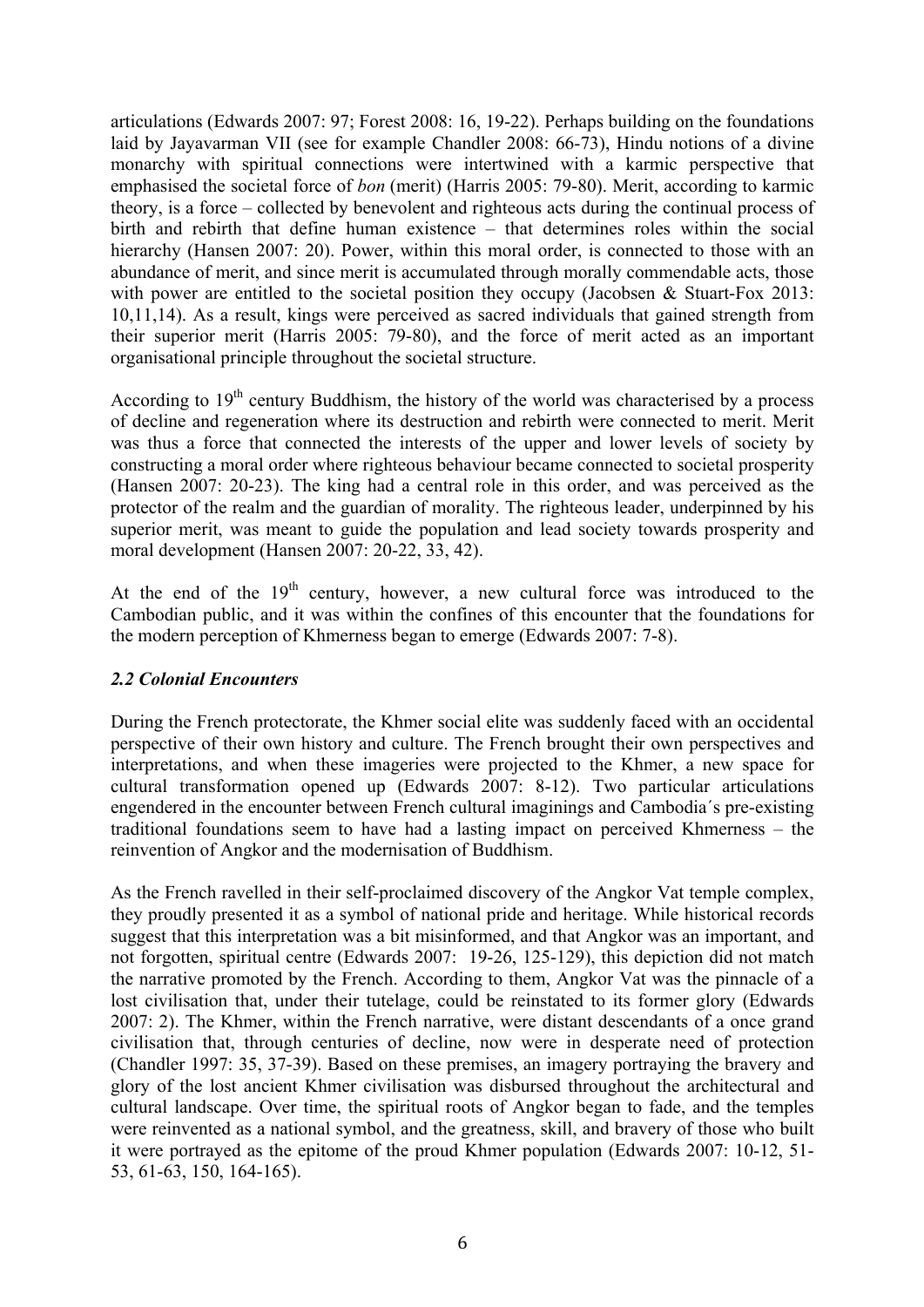articulations (Edwards 2007: 97; Forest 2008: 16, 19-22). Perhaps building on the foundations laid by Jayavarman VII (see for example Chandler 2008: 66-73), Hindu notions of a divine monarchy with spiritual connections were intertwined with a karmic perspective that emphasised the societal force of *bon* (merit) (Harris 2005: 79-80). Merit, according to karmic theory, is a force – collected by benevolent and righteous acts during the continual process of birth and rebirth that define human existence – that determines roles within the social hierarchy (Hansen 2007: 20). Power, within this moral order, is connected to those with an abundance of merit, and since merit is accumulated through morally commendable acts, those with power are entitled to the societal position they occupy (Jacobsen & Stuart-Fox 2013: 10,11,14). As a result, kings were perceived as sacred individuals that gained strength from their superior merit (Harris 2005: 79-80), and the force of merit acted as an important organisational principle throughout the societal structure.

According to 19th century Buddhism, the history of the world was characterised by a process of decline and regeneration where its destruction and rebirth were connected to merit. Merit was thus a force that connected the interests of the upper and lower levels of society by constructing a moral order where righteous behaviour became connected to societal prosperity (Hansen 2007: 20-23). The king had a central role in this order, and was perceived as the protector of the realm and the guardian of morality. The righteous leader, underpinned by his superior merit, was meant to guide the population and lead society towards prosperity and moral development (Hansen 2007: 20-22, 33, 42).

At the end of the 19th century, however, a new cultural force was introduced to the Cambodian public, and it was within the confines of this encounter that the foundations for the modern perception of Khmerness began to emerge (Edwards 2007: 7-8).

### *2.2 Colonial Encounters*

During the French protectorate, the Khmer social elite was suddenly faced with an occidental perspective of their own history and culture. The French brought their own perspectives and interpretations, and when these imageries were projected to the Khmer, a new space for cultural transformation opened up (Edwards 2007: 8-12). Two particular articulations engendered in the encounter between French cultural imaginings and Cambodia´s pre-existing traditional foundations seem to have had a lasting impact on perceived Khmerness – the reinvention of Angkor and the modernisation of Buddhism.

As the French ravelled in their self-proclaimed discovery of the Angkor Vat temple complex, they proudly presented it as a symbol of national pride and heritage. While historical records suggest that this interpretation was a bit misinformed, and that Angkor was an important, and not forgotten, spiritual centre (Edwards 2007: 19-26, 125-129), this depiction did not match the narrative promoted by the French. According to them, Angkor Vat was the pinnacle of a lost civilisation that, under their tutelage, could be reinstated to its former glory (Edwards 2007: 2). The Khmer, within the French narrative, were distant descendants of a once grand civilisation that, through centuries of decline, now were in desperate need of protection (Chandler 1997: 35, 37-39). Based on these premises, an imagery portraying the bravery and glory of the lost ancient Khmer civilisation was disbursed throughout the architectural and cultural landscape. Over time, the spiritual roots of Angkor began to fade, and the temples were reinvented as a national symbol, and the greatness, skill, and bravery of those who built it were portrayed as the epitome of the proud Khmer population (Edwards 2007: 10-12, 51-53, 61-63, 150, 164-165).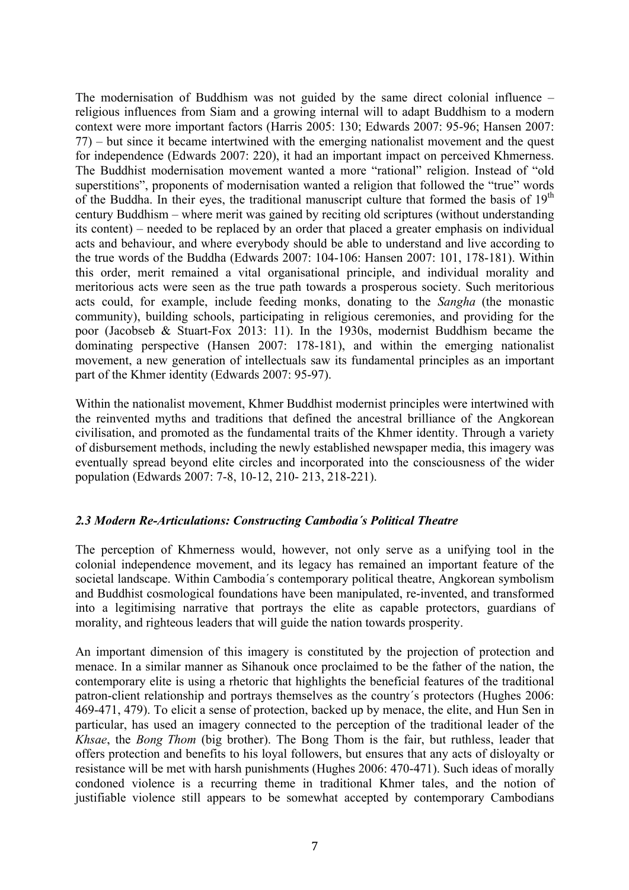The modernisation of Buddhism was not guided by the same direct colonial influence – religious influences from Siam and a growing internal will to adapt Buddhism to a modern context were more important factors (Harris 2005: 130; Edwards 2007: 95-96; Hansen 2007: 77) – but since it became intertwined with the emerging nationalist movement and the quest for independence (Edwards 2007: 220), it had an important impact on perceived Khmerness. The Buddhist modernisation movement wanted a more "rational" religion. Instead of "old superstitions", proponents of modernisation wanted a religion that followed the "true" words of the Buddha. In their eyes, the traditional manuscript culture that formed the basis of 19th century Buddhism – where merit was gained by reciting old scriptures (without understanding its content) – needed to be replaced by an order that placed a greater emphasis on individual acts and behaviour, and where everybody should be able to understand and live according to the true words of the Buddha (Edwards 2007: 104-106: Hansen 2007: 101, 178-181). Within this order, merit remained a vital organisational principle, and individual morality and meritorious acts were seen as the true path towards a prosperous society. Such meritorious acts could, for example, include feeding monks, donating to the *Sangha* (the monastic community), building schools, participating in religious ceremonies, and providing for the poor (Jacobseb & Stuart-Fox 2013: 11). In the 1930s, modernist Buddhism became the dominating perspective (Hansen 2007: 178-181), and within the emerging nationalist movement, a new generation of intellectuals saw its fundamental principles as an important part of the Khmer identity (Edwards 2007: 95-97).

Within the nationalist movement, Khmer Buddhist modernist principles were intertwined with the reinvented myths and traditions that defined the ancestral brilliance of the Angkorean civilisation, and promoted as the fundamental traits of the Khmer identity. Through a variety of disbursement methods, including the newly established newspaper media, this imagery was eventually spread beyond elite circles and incorporated into the consciousness of the wider population (Edwards 2007: 7-8, 10-12, 210- 213, 218-221).

### *2.3 Modern Re-Articulations: Constructing Cambodia´s Political Theatre*

The perception of Khmerness would, however, not only serve as a unifying tool in the colonial independence movement, and its legacy has remained an important feature of the societal landscape. Within Cambodia´s contemporary political theatre, Angkorean symbolism and Buddhist cosmological foundations have been manipulated, re-invented, and transformed into a legitimising narrative that portrays the elite as capable protectors, guardians of morality, and righteous leaders that will guide the nation towards prosperity.

An important dimension of this imagery is constituted by the projection of protection and menace. In a similar manner as Sihanouk once proclaimed to be the father of the nation, the contemporary elite is using a rhetoric that highlights the beneficial features of the traditional patron-client relationship and portrays themselves as the country´s protectors (Hughes 2006: 469-471, 479). To elicit a sense of protection, backed up by menace, the elite, and Hun Sen in particular, has used an imagery connected to the perception of the traditional leader of the *Khsae*, the *Bong Thom* (big brother). The Bong Thom is the fair, but ruthless, leader that offers protection and benefits to his loyal followers, but ensures that any acts of disloyalty or resistance will be met with harsh punishments (Hughes 2006: 470-471). Such ideas of morally condoned violence is a recurring theme in traditional Khmer tales, and the notion of justifiable violence still appears to be somewhat accepted by contemporary Cambodians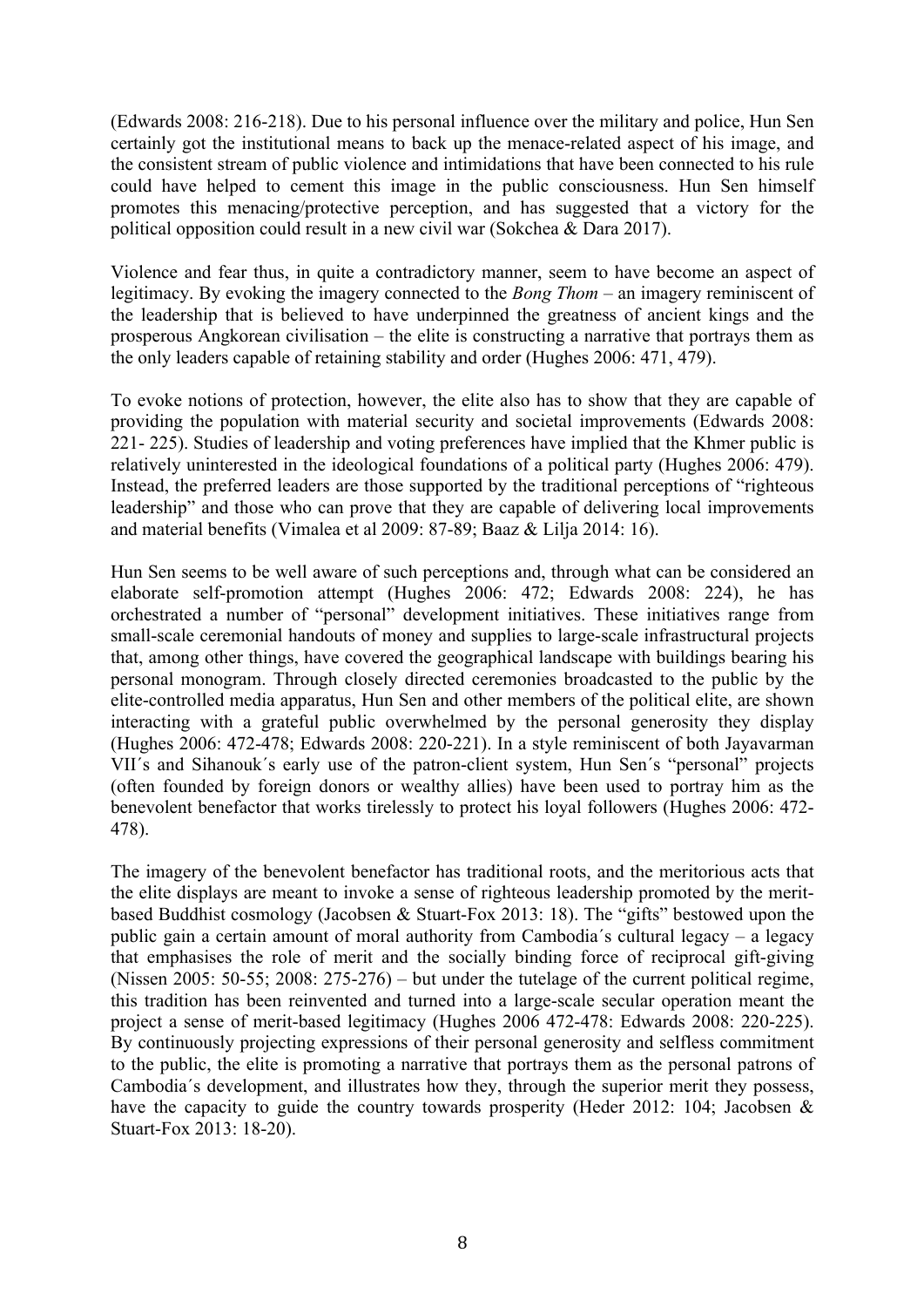(Edwards 2008: 216-218). Due to his personal influence over the military and police, Hun Sen certainly got the institutional means to back up the menace-related aspect of his image, and the consistent stream of public violence and intimidations that have been connected to his rule could have helped to cement this image in the public consciousness. Hun Sen himself promotes this menacing/protective perception, and has suggested that a victory for the political opposition could result in a new civil war (Sokchea & Dara 2017).

Violence and fear thus, in quite a contradictory manner, seem to have become an aspect of legitimacy. By evoking the imagery connected to the *Bong Thom* – an imagery reminiscent of the leadership that is believed to have underpinned the greatness of ancient kings and the prosperous Angkorean civilisation – the elite is constructing a narrative that portrays them as the only leaders capable of retaining stability and order (Hughes 2006: 471, 479).

To evoke notions of protection, however, the elite also has to show that they are capable of providing the population with material security and societal improvements (Edwards 2008: 221- 225). Studies of leadership and voting preferences have implied that the Khmer public is relatively uninterested in the ideological foundations of a political party (Hughes 2006: 479). Instead, the preferred leaders are those supported by the traditional perceptions of "righteous leadership" and those who can prove that they are capable of delivering local improvements and material benefits (Vimalea et al 2009: 87-89; Baaz & Lilja 2014: 16).

Hun Sen seems to be well aware of such perceptions and, through what can be considered an elaborate self-promotion attempt (Hughes 2006: 472; Edwards 2008: 224), he has orchestrated a number of "personal" development initiatives. These initiatives range from small-scale ceremonial handouts of money and supplies to large-scale infrastructural projects that, among other things, have covered the geographical landscape with buildings bearing his personal monogram. Through closely directed ceremonies broadcasted to the public by the elite-controlled media apparatus, Hun Sen and other members of the political elite, are shown interacting with a grateful public overwhelmed by the personal generosity they display (Hughes 2006: 472-478; Edwards 2008: 220-221). In a style reminiscent of both Jayavarman VII´s and Sihanouk´s early use of the patron-client system, Hun Sen´s "personal" projects (often founded by foreign donors or wealthy allies) have been used to portray him as the benevolent benefactor that works tirelessly to protect his loyal followers (Hughes 2006: 472-478).

The imagery of the benevolent benefactor has traditional roots, and the meritorious acts that the elite displays are meant to invoke a sense of righteous leadership promoted by the merit-based Buddhist cosmology (Jacobsen & Stuart-Fox 2013: 18). The "gifts" bestowed upon the public gain a certain amount of moral authority from Cambodia´s cultural legacy – a legacy that emphasises the role of merit and the socially binding force of reciprocal gift-giving (Nissen 2005: 50-55; 2008: 275-276) – but under the tutelage of the current political regime, this tradition has been reinvented and turned into a large-scale secular operation meant the project a sense of merit-based legitimacy (Hughes 2006 472-478: Edwards 2008: 220-225). By continuously projecting expressions of their personal generosity and selfless commitment to the public, the elite is promoting a narrative that portrays them as the personal patrons of Cambodia´s development, and illustrates how they, through the superior merit they possess, have the capacity to guide the country towards prosperity (Heder 2012: 104; Jacobsen & Stuart-Fox 2013: 18-20).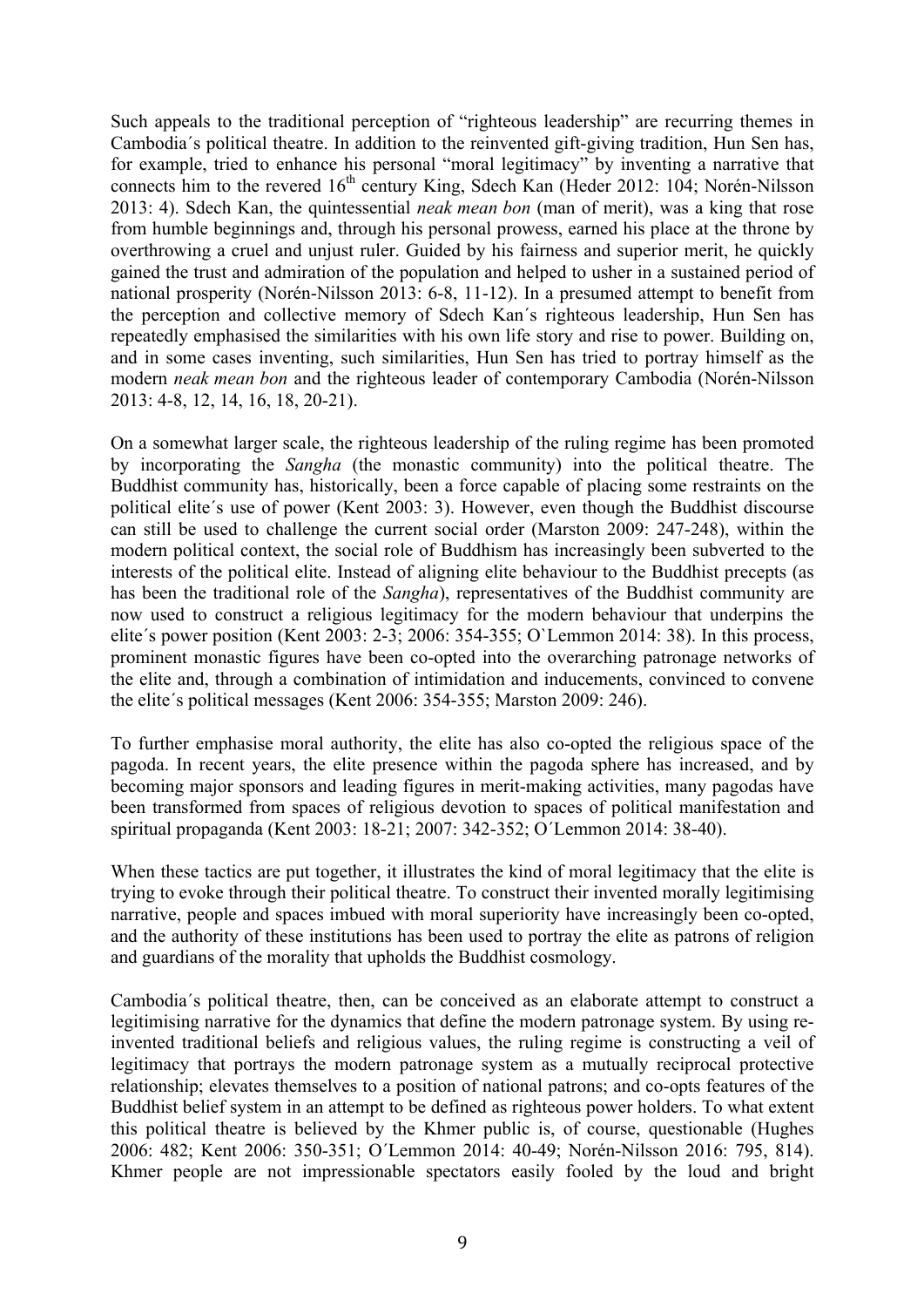Such appeals to the traditional perception of "righteous leadership" are recurring themes in Cambodia´s political theatre. In addition to the reinvented gift-giving tradition, Hun Sen has, for example, tried to enhance his personal "moral legitimacy" by inventing a narrative that connects him to the revered 16th century King, Sdech Kan (Heder 2012: 104; Norén-Nilsson 2013: 4). Sdech Kan, the quintessential *neak mean bon* (man of merit), was a king that rose from humble beginnings and, through his personal prowess, earned his place at the throne by overthrowing a cruel and unjust ruler. Guided by his fairness and superior merit, he quickly gained the trust and admiration of the population and helped to usher in a sustained period of national prosperity (Norén-Nilsson 2013: 6-8, 11-12). In a presumed attempt to benefit from the perception and collective memory of Sdech Kan´s righteous leadership, Hun Sen has repeatedly emphasised the similarities with his own life story and rise to power. Building on, and in some cases inventing, such similarities, Hun Sen has tried to portray himself as the modern *neak mean bon* and the righteous leader of contemporary Cambodia (Norén-Nilsson 2013: 4-8, 12, 14, 16, 18, 20-21).

On a somewhat larger scale, the righteous leadership of the ruling regime has been promoted by incorporating the *Sangha* (the monastic community) into the political theatre. The Buddhist community has, historically, been a force capable of placing some restraints on the political elite´s use of power (Kent 2003: 3). However, even though the Buddhist discourse can still be used to challenge the current social order (Marston 2009: 247-248), within the modern political context, the social role of Buddhism has increasingly been subverted to the interests of the political elite. Instead of aligning elite behaviour to the Buddhist precepts (as has been the traditional role of the *Sangha*), representatives of the Buddhist community are now used to construct a religious legitimacy for the modern behaviour that underpins the elite´s power position (Kent 2003: 2-3; 2006: 354-355; O`Lemmon 2014: 38). In this process, prominent monastic figures have been co-opted into the overarching patronage networks of the elite and, through a combination of intimidation and inducements, convinced to convene the elite´s political messages (Kent 2006: 354-355; Marston 2009: 246).

To further emphasise moral authority, the elite has also co-opted the religious space of the pagoda. In recent years, the elite presence within the pagoda sphere has increased, and by becoming major sponsors and leading figures in merit-making activities, many pagodas have been transformed from spaces of religious devotion to spaces of political manifestation and spiritual propaganda (Kent 2003: 18-21; 2007: 342-352; O´Lemmon 2014: 38-40).

When these tactics are put together, it illustrates the kind of moral legitimacy that the elite is trying to evoke through their political theatre. To construct their invented morally legitimising narrative, people and spaces imbued with moral superiority have increasingly been co-opted, and the authority of these institutions has been used to portray the elite as patrons of religion and guardians of the morality that upholds the Buddhist cosmology.

Cambodia´s political theatre, then, can be conceived as an elaborate attempt to construct a legitimising narrative for the dynamics that define the modern patronage system. By using re-invented traditional beliefs and religious values, the ruling regime is constructing a veil of legitimacy that portrays the modern patronage system as a mutually reciprocal protective relationship; elevates themselves to a position of national patrons; and co-opts features of the Buddhist belief system in an attempt to be defined as righteous power holders. To what extent this political theatre is believed by the Khmer public is, of course, questionable (Hughes 2006: 482; Kent 2006: 350-351; O´Lemmon 2014: 40-49; Norén-Nilsson 2016: 795, 814). Khmer people are not impressionable spectators easily fooled by the loud and bright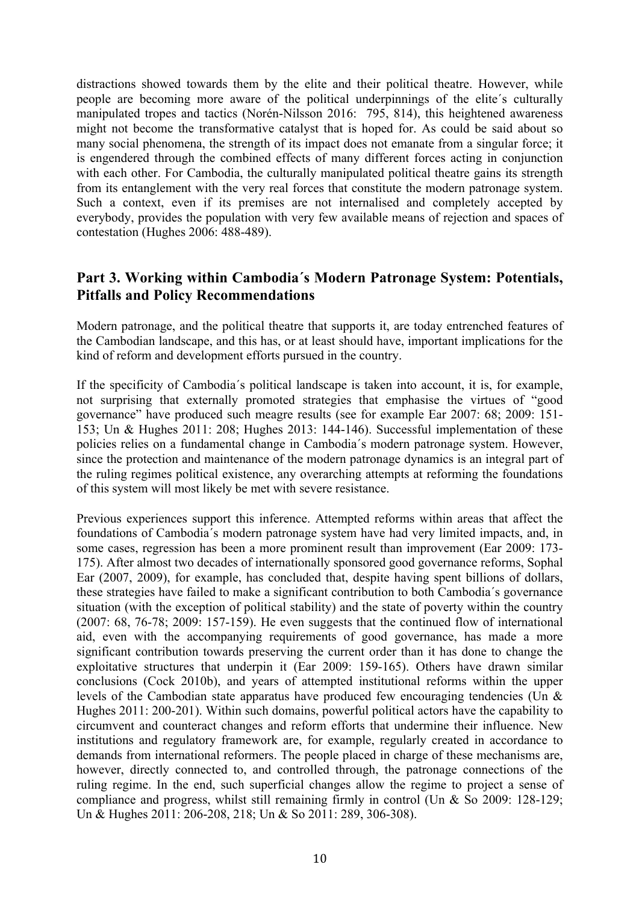distractions showed towards them by the elite and their political theatre. However, while people are becoming more aware of the political underpinnings of the elite´s culturally manipulated tropes and tactics (Norén-Nilsson 2016: 795, 814), this heightened awareness might not become the transformative catalyst that is hoped for. As could be said about so many social phenomena, the strength of its impact does not emanate from a singular force; it is engendered through the combined effects of many different forces acting in conjunction with each other. For Cambodia, the culturally manipulated political theatre gains its strength from its entanglement with the very real forces that constitute the modern patronage system. Such a context, even if its premises are not internalised and completely accepted by everybody, provides the population with very few available means of rejection and spaces of contestation (Hughes 2006: 488-489).

## Part 3. Working within Cambodia´s Modern Patronage System: Potentials, Pitfalls and Policy Recommendations

Modern patronage, and the political theatre that supports it, are today entrenched features of the Cambodian landscape, and this has, or at least should have, important implications for the kind of reform and development efforts pursued in the country.

If the specificity of Cambodia´s political landscape is taken into account, it is, for example, not surprising that externally promoted strategies that emphasise the virtues of "good governance" have produced such meagre results (see for example Ear 2007: 68; 2009: 151-153; Un & Hughes 2011: 208; Hughes 2013: 144-146). Successful implementation of these policies relies on a fundamental change in Cambodia´s modern patronage system. However, since the protection and maintenance of the modern patronage dynamics is an integral part of the ruling regimes political existence, any overarching attempts at reforming the foundations of this system will most likely be met with severe resistance.

Previous experiences support this inference. Attempted reforms within areas that affect the foundations of Cambodia´s modern patronage system have had very limited impacts, and, in some cases, regression has been a more prominent result than improvement (Ear 2009: 173-175). After almost two decades of internationally sponsored good governance reforms, Sophal Ear (2007, 2009), for example, has concluded that, despite having spent billions of dollars, these strategies have failed to make a significant contribution to both Cambodia´s governance situation (with the exception of political stability) and the state of poverty within the country (2007: 68, 76-78; 2009: 157-159). He even suggests that the continued flow of international aid, even with the accompanying requirements of good governance, has made a more significant contribution towards preserving the current order than it has done to change the exploitative structures that underpin it (Ear 2009: 159-165). Others have drawn similar conclusions (Cock 2010b), and years of attempted institutional reforms within the upper levels of the Cambodian state apparatus have produced few encouraging tendencies (Un & Hughes 2011: 200-201). Within such domains, powerful political actors have the capability to circumvent and counteract changes and reform efforts that undermine their influence. New institutions and regulatory framework are, for example, regularly created in accordance to demands from international reformers. The people placed in charge of these mechanisms are, however, directly connected to, and controlled through, the patronage connections of the ruling regime. In the end, such superficial changes allow the regime to project a sense of compliance and progress, whilst still remaining firmly in control (Un & So 2009: 128-129; Un & Hughes 2011: 206-208, 218; Un & So 2011: 289, 306-308).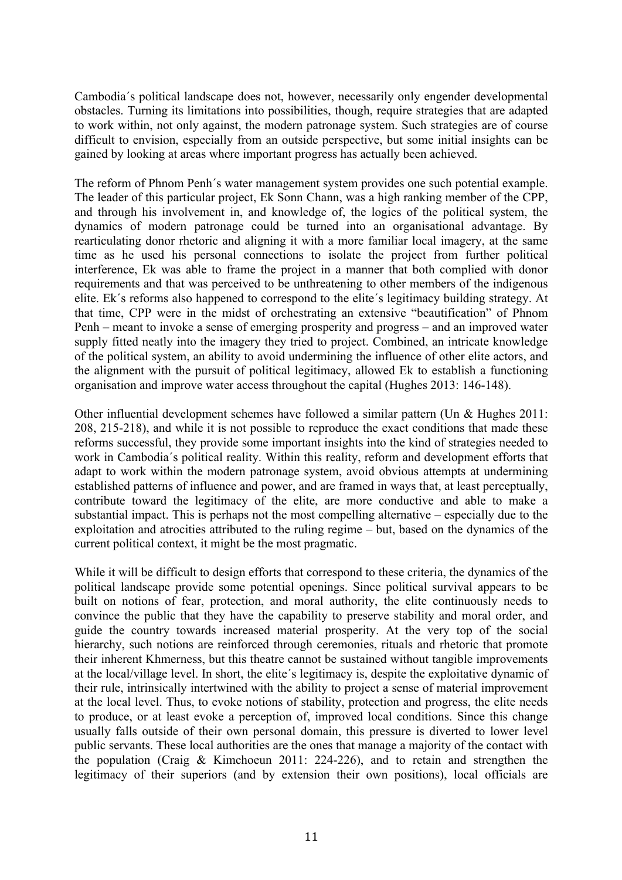Cambodia´s political landscape does not, however, necessarily only engender developmental obstacles. Turning its limitations into possibilities, though, require strategies that are adapted to work within, not only against, the modern patronage system. Such strategies are of course difficult to envision, especially from an outside perspective, but some initial insights can be gained by looking at areas where important progress has actually been achieved.

The reform of Phnom Penh´s water management system provides one such potential example. The leader of this particular project, Ek Sonn Chann, was a high ranking member of the CPP, and through his involvement in, and knowledge of, the logics of the political system, the dynamics of modern patronage could be turned into an organisational advantage. By rearticulating donor rhetoric and aligning it with a more familiar local imagery, at the same time as he used his personal connections to isolate the project from further political interference, Ek was able to frame the project in a manner that both complied with donor requirements and that was perceived to be unthreatening to other members of the indigenous elite. Ek´s reforms also happened to correspond to the elite´s legitimacy building strategy. At that time, CPP were in the midst of orchestrating an extensive "beautification" of Phnom Penh – meant to invoke a sense of emerging prosperity and progress – and an improved water supply fitted neatly into the imagery they tried to project. Combined, an intricate knowledge of the political system, an ability to avoid undermining the influence of other elite actors, and the alignment with the pursuit of political legitimacy, allowed Ek to establish a functioning organisation and improve water access throughout the capital (Hughes 2013: 146-148).

Other influential development schemes have followed a similar pattern (Un & Hughes 2011: 208, 215-218), and while it is not possible to reproduce the exact conditions that made these reforms successful, they provide some important insights into the kind of strategies needed to work in Cambodia´s political reality. Within this reality, reform and development efforts that adapt to work within the modern patronage system, avoid obvious attempts at undermining established patterns of influence and power, and are framed in ways that, at least perceptually, contribute toward the legitimacy of the elite, are more conductive and able to make a substantial impact. This is perhaps not the most compelling alternative – especially due to the exploitation and atrocities attributed to the ruling regime – but, based on the dynamics of the current political context, it might be the most pragmatic.

While it will be difficult to design efforts that correspond to these criteria, the dynamics of the political landscape provide some potential openings. Since political survival appears to be built on notions of fear, protection, and moral authority, the elite continuously needs to convince the public that they have the capability to preserve stability and moral order, and guide the country towards increased material prosperity. At the very top of the social hierarchy, such notions are reinforced through ceremonies, rituals and rhetoric that promote their inherent Khmerness, but this theatre cannot be sustained without tangible improvements at the local/village level. In short, the elite´s legitimacy is, despite the exploitative dynamic of their rule, intrinsically intertwined with the ability to project a sense of material improvement at the local level. Thus, to evoke notions of stability, protection and progress, the elite needs to produce, or at least evoke a perception of, improved local conditions. Since this change usually falls outside of their own personal domain, this pressure is diverted to lower level public servants. These local authorities are the ones that manage a majority of the contact with the population (Craig & Kimchoeun 2011: 224-226), and to retain and strengthen the legitimacy of their superiors (and by extension their own positions), local officials are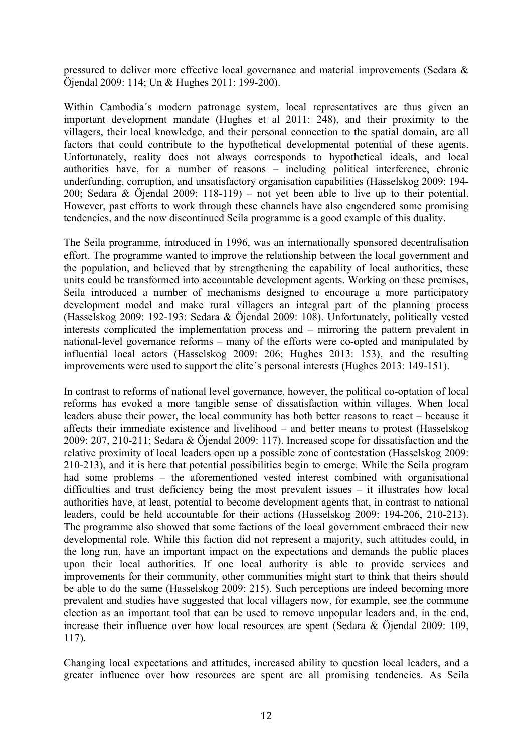pressured to deliver more effective local governance and material improvements (Sedara & Öjendal 2009: 114; Un & Hughes 2011: 199-200).

Within Cambodia´s modern patronage system, local representatives are thus given an important development mandate (Hughes et al 2011: 248), and their proximity to the villagers, their local knowledge, and their personal connection to the spatial domain, are all factors that could contribute to the hypothetical developmental potential of these agents. Unfortunately, reality does not always corresponds to hypothetical ideals, and local authorities have, for a number of reasons – including political interference, chronic underfunding, corruption, and unsatisfactory organisation capabilities (Hasselskog 2009: 194-200; Sedara & Öjendal 2009: 118-119) – not yet been able to live up to their potential. However, past efforts to work through these channels have also engendered some promising tendencies, and the now discontinued Seila programme is a good example of this duality.

The Seila programme, introduced in 1996, was an internationally sponsored decentralisation effort. The programme wanted to improve the relationship between the local government and the population, and believed that by strengthening the capability of local authorities, these units could be transformed into accountable development agents. Working on these premises, Seila introduced a number of mechanisms designed to encourage a more participatory development model and make rural villagers an integral part of the planning process (Hasselskog 2009: 192-193: Sedara & Öjendal 2009: 108). Unfortunately, politically vested interests complicated the implementation process and – mirroring the pattern prevalent in national-level governance reforms – many of the efforts were co-opted and manipulated by influential local actors (Hasselskog 2009: 206; Hughes 2013: 153), and the resulting improvements were used to support the elite´s personal interests (Hughes 2013: 149-151).

In contrast to reforms of national level governance, however, the political co-optation of local reforms has evoked a more tangible sense of dissatisfaction within villages. When local leaders abuse their power, the local community has both better reasons to react – because it affects their immediate existence and livelihood – and better means to protest (Hasselskog 2009: 207, 210-211; Sedara & Öjendal 2009: 117). Increased scope for dissatisfaction and the relative proximity of local leaders open up a possible zone of contestation (Hasselskog 2009: 210-213), and it is here that potential possibilities begin to emerge. While the Seila program had some problems – the aforementioned vested interest combined with organisational difficulties and trust deficiency being the most prevalent issues – it illustrates how local authorities have, at least, potential to become development agents that, in contrast to national leaders, could be held accountable for their actions (Hasselskog 2009: 194-206, 210-213). The programme also showed that some factions of the local government embraced their new developmental role. While this faction did not represent a majority, such attitudes could, in the long run, have an important impact on the expectations and demands the public places upon their local authorities. If one local authority is able to provide services and improvements for their community, other communities might start to think that theirs should be able to do the same (Hasselskog 2009: 215). Such perceptions are indeed becoming more prevalent and studies have suggested that local villagers now, for example, see the commune election as an important tool that can be used to remove unpopular leaders and, in the end, increase their influence over how local resources are spent (Sedara & Öjendal 2009: 109, 117).

Changing local expectations and attitudes, increased ability to question local leaders, and a greater influence over how resources are spent are all promising tendencies. As Seila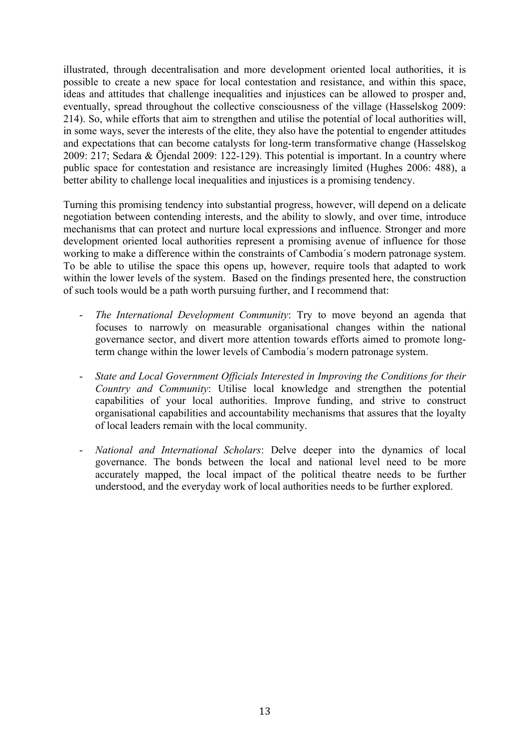illustrated, through decentralisation and more development oriented local authorities, it is possible to create a new space for local contestation and resistance, and within this space, ideas and attitudes that challenge inequalities and injustices can be allowed to prosper and, eventually, spread throughout the collective consciousness of the village (Hasselskog 2009: 214). So, while efforts that aim to strengthen and utilise the potential of local authorities will, in some ways, sever the interests of the elite, they also have the potential to engender attitudes and expectations that can become catalysts for long-term transformative change (Hasselskog 2009: 217; Sedara & Öjendal 2009: 122-129). This potential is important. In a country where public space for contestation and resistance are increasingly limited (Hughes 2006: 488), a better ability to challenge local inequalities and injustices is a promising tendency.

Turning this promising tendency into substantial progress, however, will depend on a delicate negotiation between contending interests, and the ability to slowly, and over time, introduce mechanisms that can protect and nurture local expressions and influence. Stronger and more development oriented local authorities represent a promising avenue of influence for those working to make a difference within the constraints of Cambodia´s modern patronage system. To be able to utilise the space this opens up, however, require tools that adapted to work within the lower levels of the system. Based on the findings presented here, the construction of such tools would be a path worth pursuing further, and I recommend that:

- *The International Development Community*: Try to move beyond an agenda that focuses to narrowly on measurable organisational changes within the national governance sector, and divert more attention towards efforts aimed to promote long-term change within the lower levels of Cambodia´s modern patronage system.
- *State and Local Government Officials Interested in Improving the Conditions for their Country and Community*: Utilise local knowledge and strengthen the potential capabilities of your local authorities. Improve funding, and strive to construct organisational capabilities and accountability mechanisms that assures that the loyalty of local leaders remain with the local community.
- *National and International Scholars*: Delve deeper into the dynamics of local governance. The bonds between the local and national level need to be more accurately mapped, the local impact of the political theatre needs to be further understood, and the everyday work of local authorities needs to be further explored.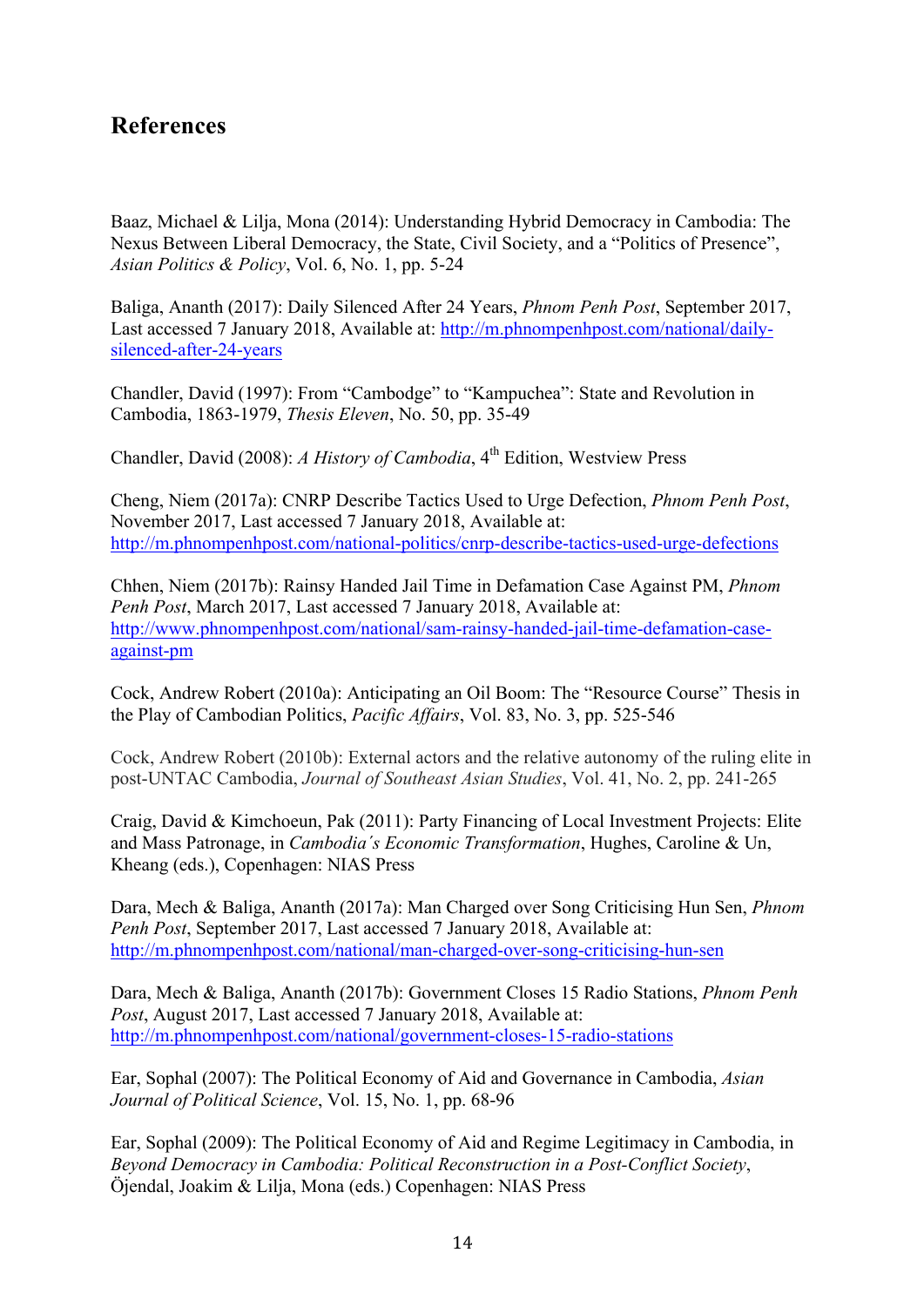## References

Baaz, Michael & Lilja, Mona (2014): Understanding Hybrid Democracy in Cambodia: The Nexus Between Liberal Democracy, the State, Civil Society, and a "Politics of Presence", *Asian Politics & Policy*, Vol. 6, No. 1, pp. 5-24

Baliga, Ananth (2017): Daily Silenced After 24 Years, *Phnom Penh Post*, September 2017, Last accessed 7 January 2018, Available at: http://m.phnompenhpost.com/national/daily-silenced-after-24-years

Chandler, David (1997): From "Cambodge" to "Kampuchea": State and Revolution in Cambodia, 1863-1979, *Thesis Eleven*, No. 50, pp. 35-49

Chandler, David (2008): *A History of Cambodia*, 4th Edition, Westview Press

Cheng, Niem (2017a): CNRP Describe Tactics Used to Urge Defection, *Phnom Penh Post*, November 2017, Last accessed 7 January 2018, Available at: http://m.phnompenhpost.com/national-politics/cnrp-describe-tactics-used-urge-defections

Chhen, Niem (2017b): Rainsy Handed Jail Time in Defamation Case Against PM, *Phnom Penh Post*, March 2017, Last accessed 7 January 2018, Available at: http://www.phnompenhpost.com/national/sam-rainsy-handed-jail-time-defamation-case-against-pm

Cock, Andrew Robert (2010a): Anticipating an Oil Boom: The "Resource Course" Thesis in the Play of Cambodian Politics, *Pacific Affairs*, Vol. 83, No. 3, pp. 525-546

Cock, Andrew Robert (2010b): External actors and the relative autonomy of the ruling elite in post-UNTAC Cambodia, *Journal of Southeast Asian Studies*, Vol. 41, No. 2, pp. 241-265

Craig, David & Kimchoeun, Pak (2011): Party Financing of Local Investment Projects: Elite and Mass Patronage, in *Cambodia´s Economic Transformation*, Hughes, Caroline & Un, Kheang (eds.), Copenhagen: NIAS Press

Dara, Mech & Baliga, Ananth (2017a): Man Charged over Song Criticising Hun Sen, *Phnom Penh Post*, September 2017, Last accessed 7 January 2018, Available at: http://m.phnompenhpost.com/national/man-charged-over-song-criticising-hun-sen

Dara, Mech & Baliga, Ananth (2017b): Government Closes 15 Radio Stations, *Phnom Penh Post*, August 2017, Last accessed 7 January 2018, Available at: http://m.phnompenhpost.com/national/government-closes-15-radio-stations

Ear, Sophal (2007): The Political Economy of Aid and Governance in Cambodia, *Asian Journal of Political Science*, Vol. 15, No. 1, pp. 68-96

Ear, Sophal (2009): The Political Economy of Aid and Regime Legitimacy in Cambodia, in *Beyond Democracy in Cambodia: Political Reconstruction in a Post-Conflict Society*, Öjendal, Joakim & Lilja, Mona (eds.) Copenhagen: NIAS Press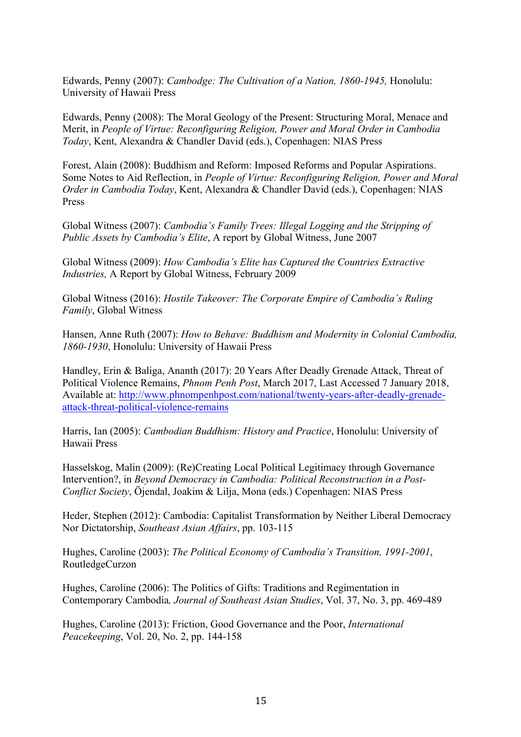Edwards, Penny (2007): *Cambodge: The Cultivation of a Nation, 1860-1945,* Honolulu: University of Hawaii Press

Edwards, Penny (2008): The Moral Geology of the Present: Structuring Moral, Menace and Merit, in *People of Virtue: Reconfiguring Religion, Power and Moral Order in Cambodia Today*, Kent, Alexandra & Chandler David (eds.), Copenhagen: NIAS Press

Forest, Alain (2008): Buddhism and Reform: Imposed Reforms and Popular Aspirations. Some Notes to Aid Reflection, in *People of Virtue: Reconfiguring Religion, Power and Moral Order in Cambodia Today*, Kent, Alexandra & Chandler David (eds.), Copenhagen: NIAS Press

Global Witness (2007): *Cambodia's Family Trees: Illegal Logging and the Stripping of Public Assets by Cambodia's Elite*, A report by Global Witness, June 2007

Global Witness (2009): *How Cambodia's Elite has Captured the Countries Extractive Industries,* A Report by Global Witness, February 2009

Global Witness (2016): *Hostile Takeover: The Corporate Empire of Cambodia´s Ruling Family*, Global Witness

Hansen, Anne Ruth (2007): *How to Behave: Buddhism and Modernity in Colonial Cambodia, 1860-1930*, Honolulu: University of Hawaii Press

Handley, Erin & Baliga, Ananth (2017): 20 Years After Deadly Grenade Attack, Threat of Political Violence Remains, *Phnom Penh Post*, March 2017, Last Accessed 7 January 2018, Available at: http://www.phnompenhpost.com/national/twenty-years-after-deadly-grenade-attack-threat-political-violence-remains

Harris, Ian (2005): *Cambodian Buddhism: History and Practice*, Honolulu: University of Hawaii Press

Hasselskog, Malin (2009): (Re)Creating Local Political Legitimacy through Governance Intervention?, in *Beyond Democracy in Cambodia: Political Reconstruction in a Post-Conflict Society*, Öjendal, Joakim & Lilja, Mona (eds.) Copenhagen: NIAS Press

Heder, Stephen (2012): Cambodia: Capitalist Transformation by Neither Liberal Democracy Nor Dictatorship, *Southeast Asian Affairs*, pp. 103-115

Hughes, Caroline (2003): *The Political Economy of Cambodia's Transition, 1991-2001*, RoutledgeCurzon

Hughes, Caroline (2006): The Politics of Gifts: Traditions and Regimentation in Contemporary Cambodia*, Journal of Southeast Asian Studies*, Vol. 37, No. 3, pp. 469-489

Hughes, Caroline (2013): Friction, Good Governance and the Poor, *International Peacekeeping*, Vol. 20, No. 2, pp. 144-158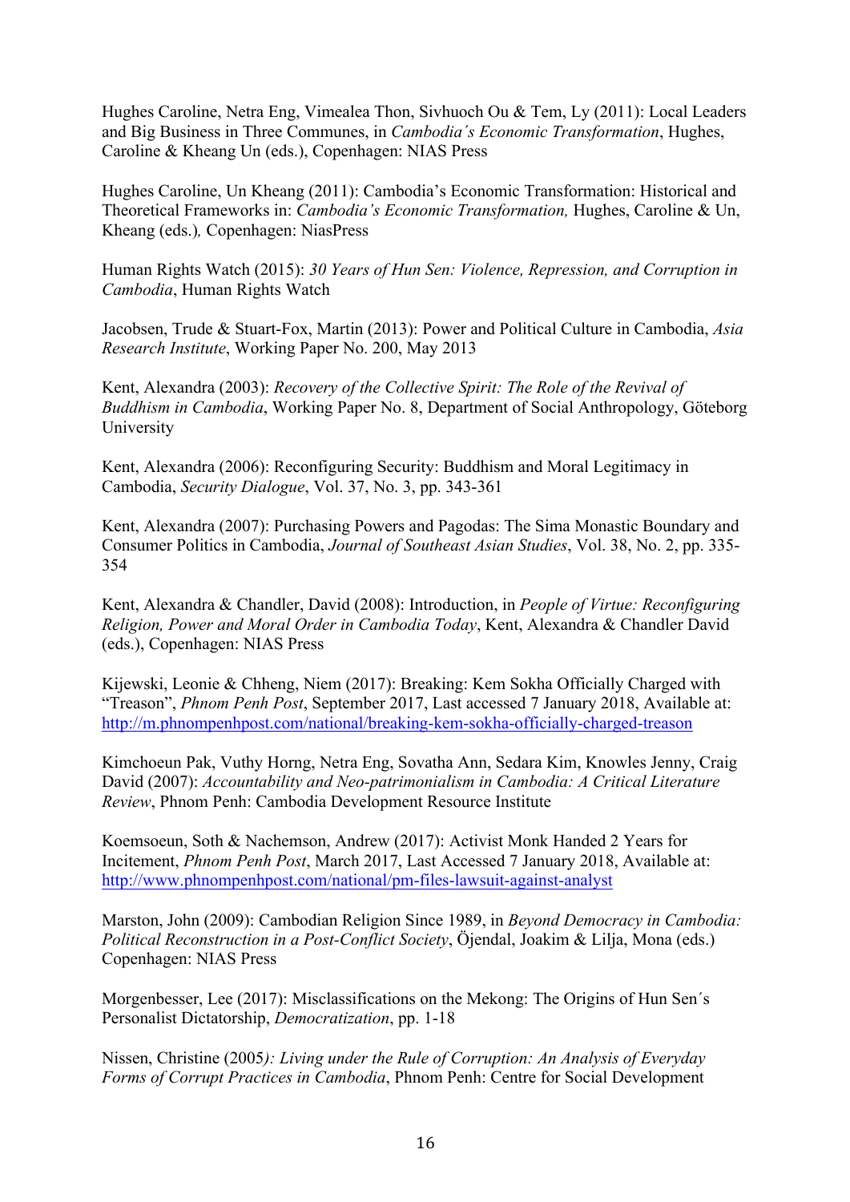Hughes Caroline, Netra Eng, Vimealea Thon, Sivhuoch Ou & Tem, Ly (2011): Local Leaders and Big Business in Three Communes, in *Cambodia´s Economic Transformation*, Hughes, Caroline & Kheang Un (eds.), Copenhagen: NIAS Press

Hughes Caroline, Un Kheang (2011): Cambodia's Economic Transformation: Historical and Theoretical Frameworks in: *Cambodia's Economic Transformation,* Hughes, Caroline & Un, Kheang (eds.)*,* Copenhagen: NiasPress

Human Rights Watch (2015): *30 Years of Hun Sen: Violence, Repression, and Corruption in Cambodia*, Human Rights Watch

Jacobsen, Trude & Stuart-Fox, Martin (2013): Power and Political Culture in Cambodia, *Asia Research Institute*, Working Paper No. 200, May 2013

Kent, Alexandra (2003): *Recovery of the Collective Spirit: The Role of the Revival of Buddhism in Cambodia*, Working Paper No. 8, Department of Social Anthropology, Göteborg University

Kent, Alexandra (2006): Reconfiguring Security: Buddhism and Moral Legitimacy in Cambodia, *Security Dialogue*, Vol. 37, No. 3, pp. 343-361

Kent, Alexandra (2007): Purchasing Powers and Pagodas: The Sima Monastic Boundary and Consumer Politics in Cambodia, *Journal of Southeast Asian Studies*, Vol. 38, No. 2, pp. 335-354

Kent, Alexandra & Chandler, David (2008): Introduction, in *People of Virtue: Reconfiguring Religion, Power and Moral Order in Cambodia Today*, Kent, Alexandra & Chandler David (eds.), Copenhagen: NIAS Press

Kijewski, Leonie & Chheng, Niem (2017): Breaking: Kem Sokha Officially Charged with "Treason", *Phnom Penh Post*, September 2017, Last accessed 7 January 2018, Available at: http://m.phnompenhpost.com/national/breaking-kem-sokha-officially-charged-treason

Kimchoeun Pak, Vuthy Horng, Netra Eng, Sovatha Ann, Sedara Kim, Knowles Jenny, Craig David (2007): *Accountability and Neo-patrimonialism in Cambodia: A Critical Literature Review*, Phnom Penh: Cambodia Development Resource Institute

Koemsoeun, Soth & Nachemson, Andrew (2017): Activist Monk Handed 2 Years for Incitement, *Phnom Penh Post*, March 2017, Last Accessed 7 January 2018, Available at: http://www.phnompenhpost.com/national/pm-files-lawsuit-against-analyst

Marston, John (2009): Cambodian Religion Since 1989, in *Beyond Democracy in Cambodia: Political Reconstruction in a Post-Conflict Society*, Öjendal, Joakim & Lilja, Mona (eds.) Copenhagen: NIAS Press

Morgenbesser, Lee (2017): Misclassifications on the Mekong: The Origins of Hun Sen´s Personalist Dictatorship, *Democratization*, pp. 1-18

Nissen, Christine (2005*): Living under the Rule of Corruption: An Analysis of Everyday Forms of Corrupt Practices in Cambodia*, Phnom Penh: Centre for Social Development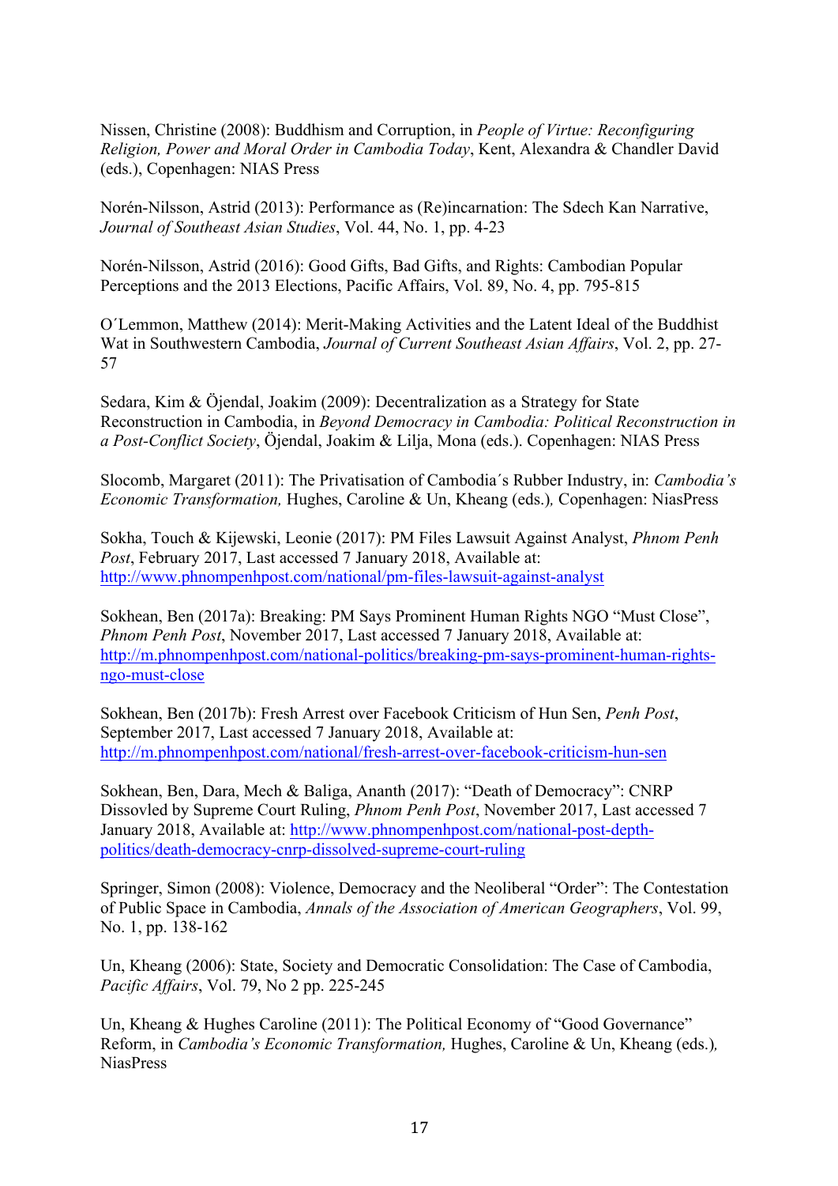Nissen, Christine (2008): Buddhism and Corruption, in *People of Virtue: Reconfiguring Religion, Power and Moral Order in Cambodia Today*, Kent, Alexandra & Chandler David (eds.), Copenhagen: NIAS Press

Norén-Nilsson, Astrid (2013): Performance as (Re)incarnation: The Sdech Kan Narrative, *Journal of Southeast Asian Studies*, Vol. 44, No. 1, pp. 4-23

Norén-Nilsson, Astrid (2016): Good Gifts, Bad Gifts, and Rights: Cambodian Popular Perceptions and the 2013 Elections, Pacific Affairs, Vol. 89, No. 4, pp. 795-815

O´Lemmon, Matthew (2014): Merit-Making Activities and the Latent Ideal of the Buddhist Wat in Southwestern Cambodia, *Journal of Current Southeast Asian Affairs*, Vol. 2, pp. 27-57

Sedara, Kim & Öjendal, Joakim (2009): Decentralization as a Strategy for State Reconstruction in Cambodia, in *Beyond Democracy in Cambodia: Political Reconstruction in a Post-Conflict Society*, Öjendal, Joakim & Lilja, Mona (eds.). Copenhagen: NIAS Press

Slocomb, Margaret (2011): The Privatisation of Cambodia´s Rubber Industry, in: *Cambodia's Economic Transformation,* Hughes, Caroline & Un, Kheang (eds.)*,* Copenhagen: NiasPress

Sokha, Touch & Kijewski, Leonie (2017): PM Files Lawsuit Against Analyst, *Phnom Penh Post*, February 2017, Last accessed 7 January 2018, Available at: http://www.phnompenhpost.com/national/pm-files-lawsuit-against-analyst

Sokhean, Ben (2017a): Breaking: PM Says Prominent Human Rights NGO "Must Close", *Phnom Penh Post*, November 2017, Last accessed 7 January 2018, Available at: http://m.phnompenhpost.com/national-politics/breaking-pm-says-prominent-human-rights-ngo-must-close

Sokhean, Ben (2017b): Fresh Arrest over Facebook Criticism of Hun Sen, *Penh Post*, September 2017, Last accessed 7 January 2018, Available at: http://m.phnompenhpost.com/national/fresh-arrest-over-facebook-criticism-hun-sen

Sokhean, Ben, Dara, Mech & Baliga, Ananth (2017): "Death of Democracy": CNRP Dissovled by Supreme Court Ruling, *Phnom Penh Post*, November 2017, Last accessed 7 January 2018, Available at: http://www.phnompenhpost.com/national-post-depth-politics/death-democracy-cnrp-dissolved-supreme-court-ruling

Springer, Simon (2008): Violence, Democracy and the Neoliberal "Order": The Contestation of Public Space in Cambodia, *Annals of the Association of American Geographers*, Vol. 99, No. 1, pp. 138-162

Un, Kheang (2006): State, Society and Democratic Consolidation: The Case of Cambodia, *Pacific Affairs*, Vol. 79, No 2 pp. 225-245

Un, Kheang & Hughes Caroline (2011): The Political Economy of "Good Governance" Reform, in *Cambodia's Economic Transformation,* Hughes, Caroline & Un, Kheang (eds.)*,* NiasPress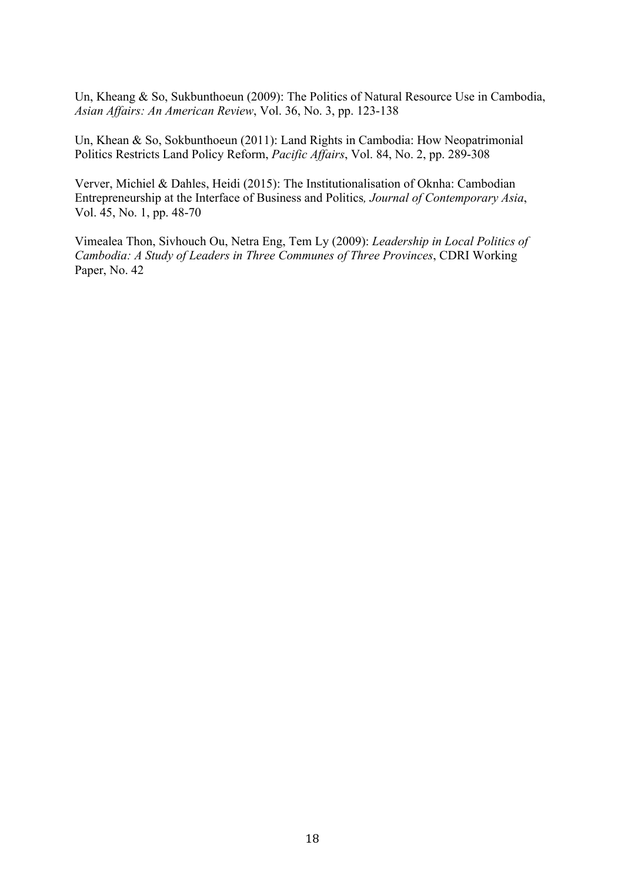Un, Kheang & So, Sukbunthoeun (2009): The Politics of Natural Resource Use in Cambodia, *Asian Affairs: An American Review*, Vol. 36, No. 3, pp. 123-138

Un, Khean & So, Sokbunthoeun (2011): Land Rights in Cambodia: How Neopatrimonial Politics Restricts Land Policy Reform, *Pacific Affairs*, Vol. 84, No. 2, pp. 289-308

Verver, Michiel & Dahles, Heidi (2015): The Institutionalisation of Oknha: Cambodian Entrepreneurship at the Interface of Business and Politics*, Journal of Contemporary Asia*, Vol. 45, No. 1, pp. 48-70

Vimealea Thon, Sivhouch Ou, Netra Eng, Tem Ly (2009): *Leadership in Local Politics of Cambodia: A Study of Leaders in Three Communes of Three Provinces*, CDRI Working Paper, No. 42